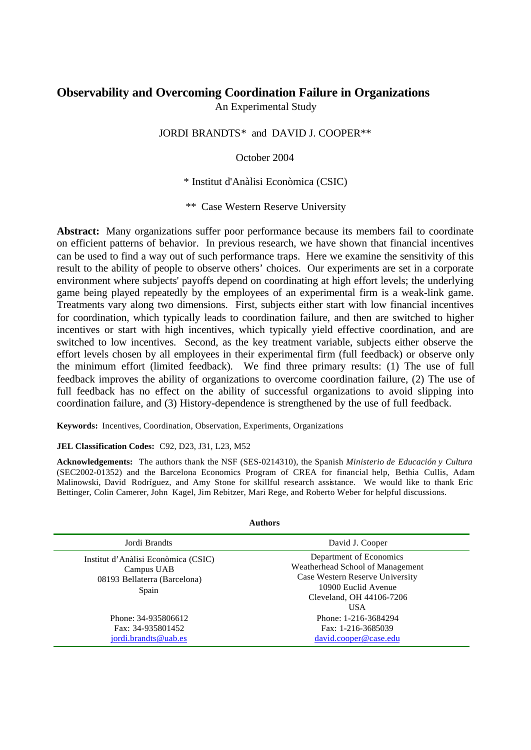# Observability and Overcoming Coordination Failure in Organizations

An Experimental Study

JORDI BRANDTS* and DAVID J. COOPER**

October 2004

* Institut d'Anàlisi Econòmica (CSIC)

** Case Western Reserve University

**Abstract:** Many organizations suffer poor performance because its members fail to coordinate on efficient patterns of behavior. In previous research, we have shown that financial incentives can be used to find a way out of such performance traps. Here we examine the sensitivity of this result to the ability of people to observe others' choices. Our experiments are set in a corporate environment where subjects' payoffs depend on coordinating at high effort levels; the underlying game being played repeatedly by the employees of an experimental firm is a weak-link game. Treatments vary along two dimensions. First, subjects either start with low financial incentives for coordination, which typically leads to coordination failure, and then are switched to higher incentives or start with high incentives, which typically yield effective coordination, and are switched to low incentives. Second, as the key treatment variable, subjects either observe the effort levels chosen by all employees in their experimental firm (full feedback) or observe only the minimum effort (limited feedback). We find three primary results: (1) The use of full feedback improves the ability of organizations to overcome coordination failure, (2) The use of full feedback has no effect on the ability of successful organizations to avoid slipping into coordination failure, and (3) History-dependence is strengthened by the use of full feedback.

**Keywords:** Incentives, Coordination, Observation, Experiments, Organizations

**JEL Classification Codes:** C92, D23, J31, L23, M52

**Acknowledgements:** The authors thank the NSF (SES-0214310), the Spanish *Ministerio de Educación y Cultura* (SEC2002-01352) and the Barcelona Economics Program of CREA for financial help, Bethia Cullis, Adam Malinowski, David Rodríguez, and Amy Stone for skillful research assistance. We would like to thank Eric Bettinger, Colin Camerer, John Kagel, Jim Rebitzer, Mari Rege, and Roberto Weber for helpful discussions.

**Authors**

| Jordi Brandts | David J. Cooper |
|---|---|
| Institut d'Anàlisi Econòmica (CSIC)<br>Campus UAB<br>08193 Bellaterra (Barcelona)<br>Spain | Department of Economics<br>Weatherhead School of Management<br>Case Western Reserve University<br>10900 Euclid Avenue<br>Cleveland, OH 44106-7206<br>USA |
| Phone: 34-935806612<br>Fax: 34-935801452<br>jordi.brandts@uab.es | Phone: 1-216-3684294<br>Fax: 1-216-3685039<br>david.cooper@case.edu |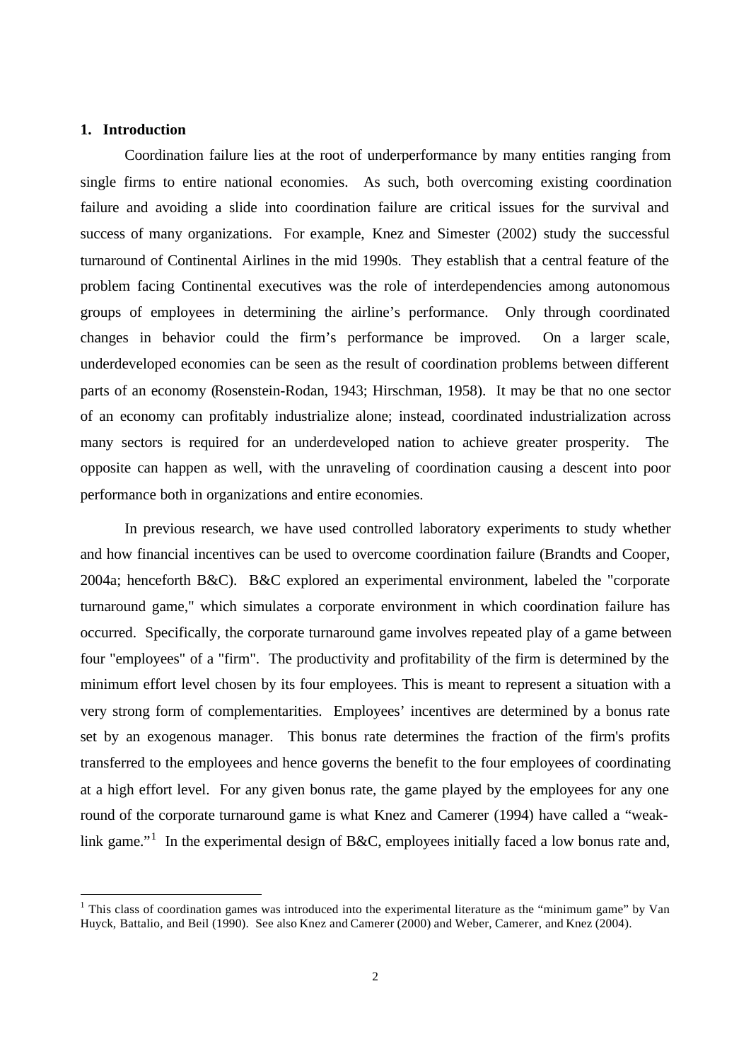## 1. Introduction

Coordination failure lies at the root of underperformance by many entities ranging from single firms to entire national economies. As such, both overcoming existing coordination failure and avoiding a slide into coordination failure are critical issues for the survival and success of many organizations. For example, Knez and Simester (2002) study the successful turnaround of Continental Airlines in the mid 1990s. They establish that a central feature of the problem facing Continental executives was the role of interdependencies among autonomous groups of employees in determining the airline's performance. Only through coordinated changes in behavior could the firm's performance be improved. On a larger scale, underdeveloped economies can be seen as the result of coordination problems between different parts of an economy (Rosenstein-Rodan, 1943; Hirschman, 1958). It may be that no one sector of an economy can profitably industrialize alone; instead, coordinated industrialization across many sectors is required for an underdeveloped nation to achieve greater prosperity. The opposite can happen as well, with the unraveling of coordination causing a descent into poor performance both in organizations and entire economies.

In previous research, we have used controlled laboratory experiments to study whether and how financial incentives can be used to overcome coordination failure (Brandts and Cooper, 2004a; henceforth B&C). B&C explored an experimental environment, labeled the "corporate turnaround game," which simulates a corporate environment in which coordination failure has occurred. Specifically, the corporate turnaround game involves repeated play of a game between four "employees" of a "firm". The productivity and profitability of the firm is determined by the minimum effort level chosen by its four employees. This is meant to represent a situation with a very strong form of complementarities. Employees' incentives are determined by a bonus rate set by an exogenous manager. This bonus rate determines the fraction of the firm's profits transferred to the employees and hence governs the benefit to the four employees of coordinating at a high effort level. For any given bonus rate, the game played by the employees for any one round of the corporate turnaround game is what Knez and Camerer (1994) have called a "weak-link game."[1] In the experimental design of B&C, employees initially faced a low bonus rate and,

[1] This class of coordination games was introduced into the experimental literature as the "minimum game" by Van Huyck, Battalio, and Beil (1990). See also Knez and Camerer (2000) and Weber, Camerer, and Knez (2004).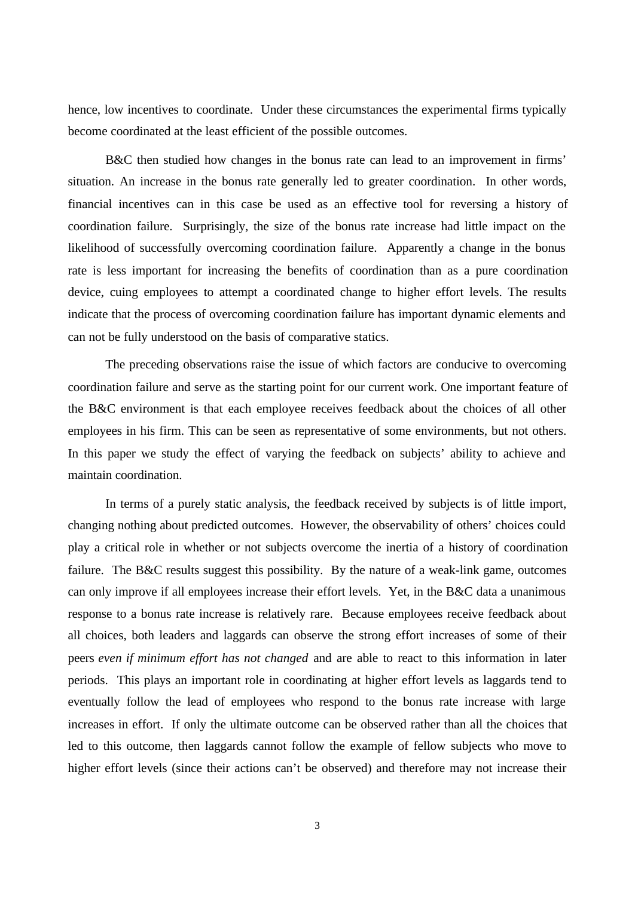hence, low incentives to coordinate. Under these circumstances the experimental firms typically become coordinated at the least efficient of the possible outcomes.

B&C then studied how changes in the bonus rate can lead to an improvement in firms' situation. An increase in the bonus rate generally led to greater coordination. In other words, financial incentives can in this case be used as an effective tool for reversing a history of coordination failure. Surprisingly, the size of the bonus rate increase had little impact on the likelihood of successfully overcoming coordination failure. Apparently a change in the bonus rate is less important for increasing the benefits of coordination than as a pure coordination device, cuing employees to attempt a coordinated change to higher effort levels. The results indicate that the process of overcoming coordination failure has important dynamic elements and can not be fully understood on the basis of comparative statics.

The preceding observations raise the issue of which factors are conducive to overcoming coordination failure and serve as the starting point for our current work. One important feature of the B&C environment is that each employee receives feedback about the choices of all other employees in his firm. This can be seen as representative of some environments, but not others. In this paper we study the effect of varying the feedback on subjects' ability to achieve and maintain coordination.

In terms of a purely static analysis, the feedback received by subjects is of little import, changing nothing about predicted outcomes. However, the observability of others' choices could play a critical role in whether or not subjects overcome the inertia of a history of coordination failure. The B&C results suggest this possibility. By the nature of a weak-link game, outcomes can only improve if all employees increase their effort levels. Yet, in the B&C data a unanimous response to a bonus rate increase is relatively rare. Because employees receive feedback about all choices, both leaders and laggards can observe the strong effort increases of some of their peers *even if minimum effort has not changed* and are able to react to this information in later periods. This plays an important role in coordinating at higher effort levels as laggards tend to eventually follow the lead of employees who respond to the bonus rate increase with large increases in effort. If only the ultimate outcome can be observed rather than all the choices that led to this outcome, then laggards cannot follow the example of fellow subjects who move to higher effort levels (since their actions can't be observed) and therefore may not increase their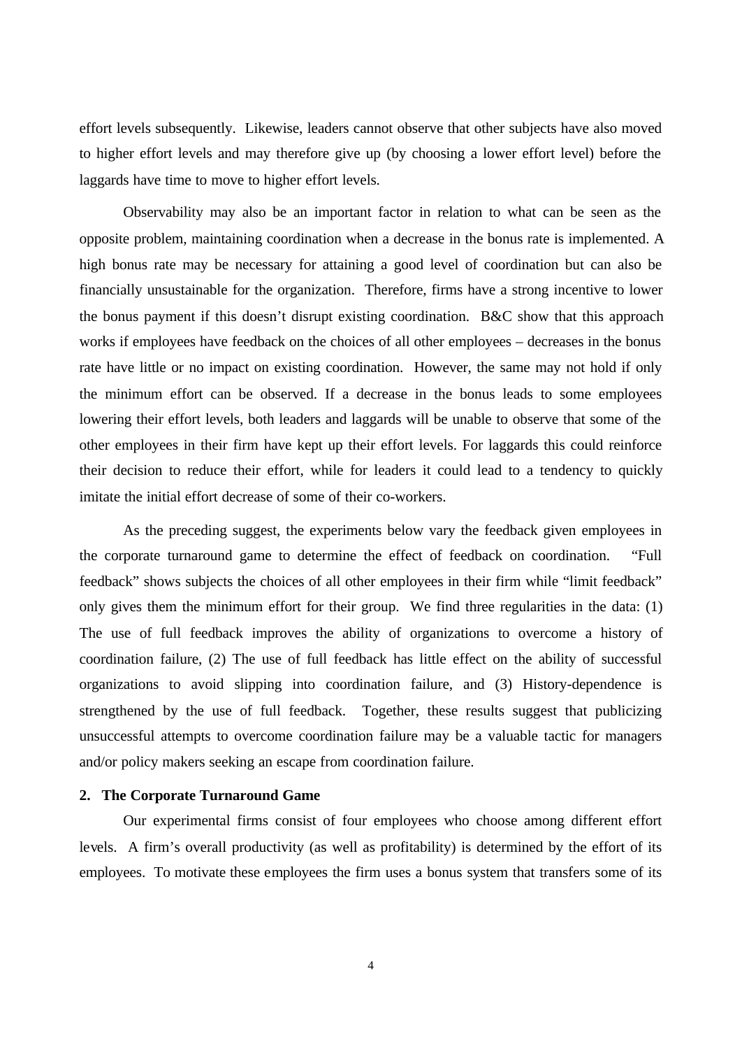effort levels subsequently. Likewise, leaders cannot observe that other subjects have also moved to higher effort levels and may therefore give up (by choosing a lower effort level) before the laggards have time to move to higher effort levels.

Observability may also be an important factor in relation to what can be seen as the opposite problem, maintaining coordination when a decrease in the bonus rate is implemented. A high bonus rate may be necessary for attaining a good level of coordination but can also be financially unsustainable for the organization. Therefore, firms have a strong incentive to lower the bonus payment if this doesn't disrupt existing coordination. B&C show that this approach works if employees have feedback on the choices of all other employees – decreases in the bonus rate have little or no impact on existing coordination. However, the same may not hold if only the minimum effort can be observed. If a decrease in the bonus leads to some employees lowering their effort levels, both leaders and laggards will be unable to observe that some of the other employees in their firm have kept up their effort levels. For laggards this could reinforce their decision to reduce their effort, while for leaders it could lead to a tendency to quickly imitate the initial effort decrease of some of their co-workers.

As the preceding suggest, the experiments below vary the feedback given employees in the corporate turnaround game to determine the effect of feedback on coordination. "Full feedback" shows subjects the choices of all other employees in their firm while "limit feedback" only gives them the minimum effort for their group. We find three regularities in the data: (1) The use of full feedback improves the ability of organizations to overcome a history of coordination failure, (2) The use of full feedback has little effect on the ability of successful organizations to avoid slipping into coordination failure, and (3) History-dependence is strengthened by the use of full feedback. Together, these results suggest that publicizing unsuccessful attempts to overcome coordination failure may be a valuable tactic for managers and/or policy makers seeking an escape from coordination failure.

## 2. The Corporate Turnaround Game

Our experimental firms consist of four employees who choose among different effort levels. A firm's overall productivity (as well as profitability) is determined by the effort of its employees. To motivate these employees the firm uses a bonus system that transfers some of its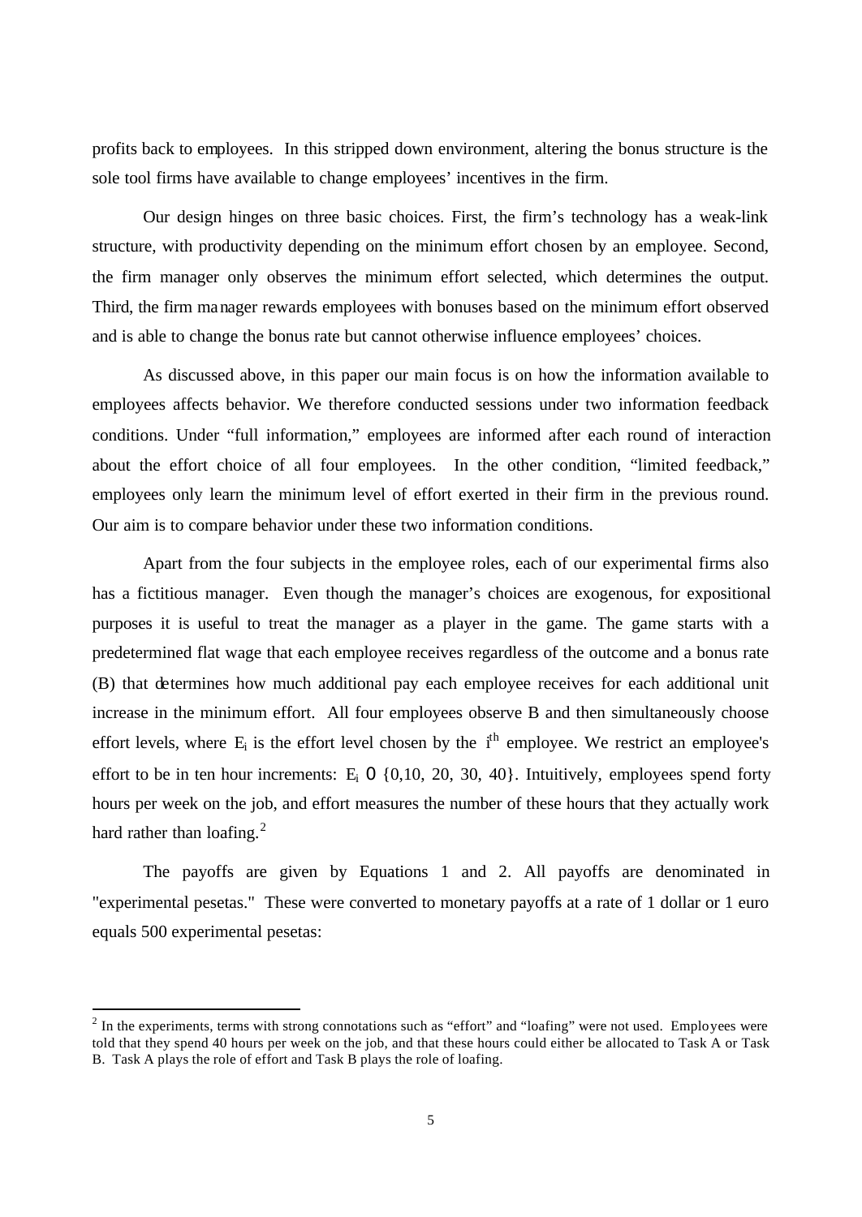profits back to employees. In this stripped down environment, altering the bonus structure is the sole tool firms have available to change employees' incentives in the firm.

Our design hinges on three basic choices. First, the firm's technology has a weak-link structure, with productivity depending on the minimum effort chosen by an employee. Second, the firm manager only observes the minimum effort selected, which determines the output. Third, the firm manager rewards employees with bonuses based on the minimum effort observed and is able to change the bonus rate but cannot otherwise influence employees' choices.

As discussed above, in this paper our main focus is on how the information available to employees affects behavior. We therefore conducted sessions under two information feedback conditions. Under "full information," employees are informed after each round of interaction about the effort choice of all four employees. In the other condition, "limited feedback," employees only learn the minimum level of effort exerted in their firm in the previous round. Our aim is to compare behavior under these two information conditions.

Apart from the four subjects in the employee roles, each of our experimental firms also has a fictitious manager. Even though the manager's choices are exogenous, for expositional purposes it is useful to treat the manager as a player in the game. The game starts with a predetermined flat wage that each employee receives regardless of the outcome and a bonus rate (B) that determines how much additional pay each employee receives for each additional unit increase in the minimum effort. All four employees observe B and then simultaneously choose effort levels, where $E_i$ is the effort level chosen by the $i^{th}$ employee. We restrict an employee's effort to be in ten hour increments: $E_i \in \{0, 10, 20, 30, 40\}$. Intuitively, employees spend forty hours per week on the job, and effort measures the number of these hours that they actually work hard rather than loafing.[2]

The payoffs are given by Equations 1 and 2. All payoffs are denominated in "experimental pesetas." These were converted to monetary payoffs at a rate of 1 dollar or 1 euro equals 500 experimental pesetas:

[2] In the experiments, terms with strong connotations such as "effort" and "loafing" were not used. Employees were told that they spend 40 hours per week on the job, and that these hours could either be allocated to Task A or Task B. Task A plays the role of effort and Task B plays the role of loafing.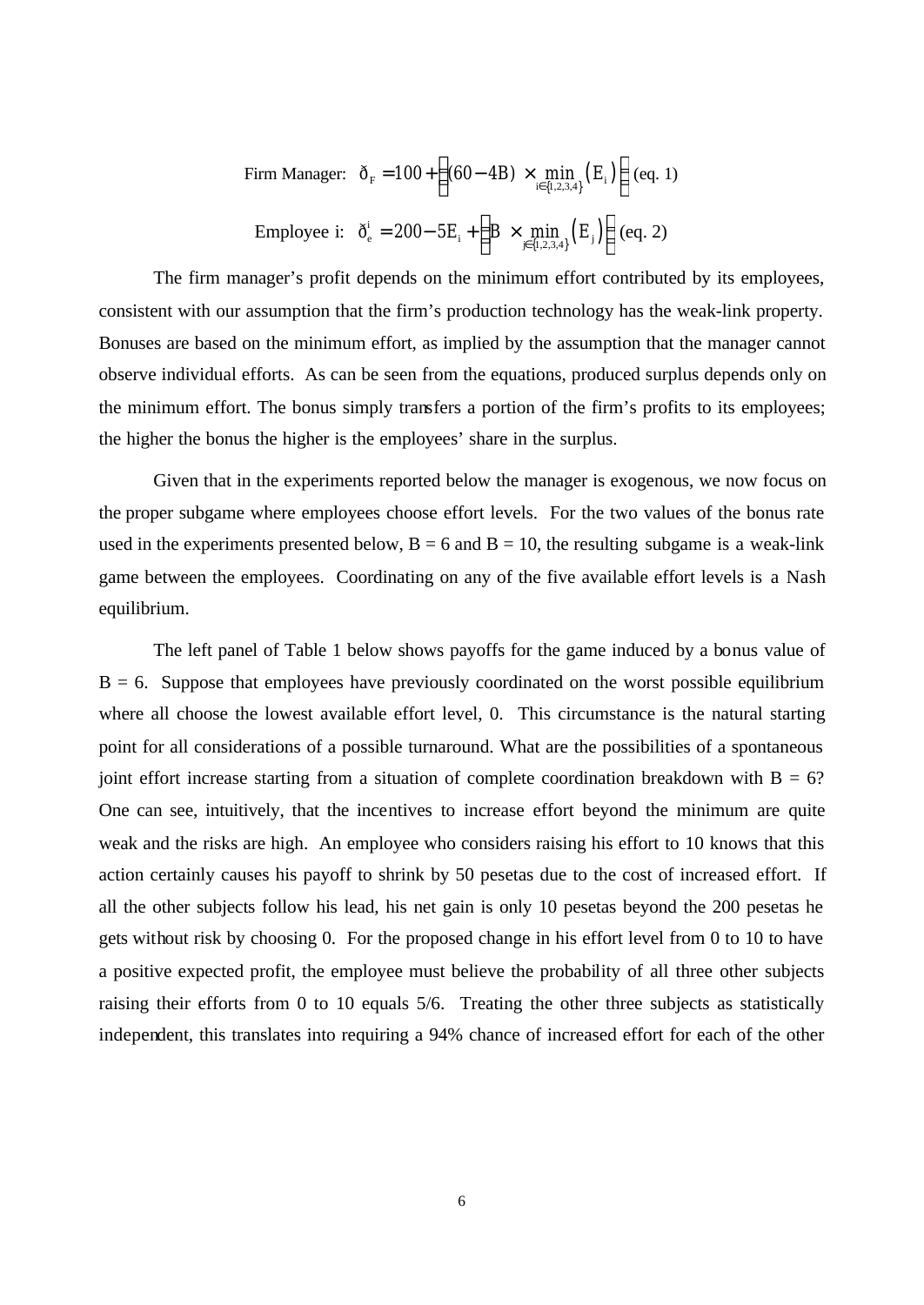$$\text{Firm Manager:} \quad \pi_F = 100 + \left[(60 - 4B) \times \min_{i \in \{1,2,3,4\}} \left( E_i \right) \right] \quad \text{(eq. 1)}$$

$$\text{Employee i:} \quad \pi_e^i = 200 - 5E_i + \left[ B \times \min_{j \in \{1,2,3,4\}} \left( E_j \right) \right] \quad \text{(eq. 2)}$$

The firm manager's profit depends on the minimum effort contributed by its employees, consistent with our assumption that the firm's production technology has the weak-link property. Bonuses are based on the minimum effort, as implied by the assumption that the manager cannot observe individual efforts. As can be seen from the equations, produced surplus depends only on the minimum effort. The bonus simply transfers a portion of the firm's profits to its employees; the higher the bonus the higher is the employees' share in the surplus.

Given that in the experiments reported below the manager is exogenous, we now focus on the proper subgame where employees choose effort levels. For the two values of the bonus rate used in the experiments presented below, $B = 6$ and $B = 10$, the resulting subgame is a weak-link game between the employees. Coordinating on any of the five available effort levels is a Nash equilibrium.

The left panel of Table 1 below shows payoffs for the game induced by a bonus value of $B = 6$. Suppose that employees have previously coordinated on the worst possible equilibrium where all choose the lowest available effort level, 0. This circumstance is the natural starting point for all considerations of a possible turnaround. What are the possibilities of a spontaneous joint effort increase starting from a situation of complete coordination breakdown with $B = 6$? One can see, intuitively, that the incentives to increase effort beyond the minimum are quite weak and the risks are high. An employee who considers raising his effort to 10 knows that this action certainly causes his payoff to shrink by 50 pesetas due to the cost of increased effort. If all the other subjects follow his lead, his net gain is only 10 pesetas beyond the 200 pesetas he gets without risk by choosing 0. For the proposed change in his effort level from 0 to 10 to have a positive expected profit, the employee must believe the probability of all three other subjects raising their efforts from 0 to 10 equals 5/6. Treating the other three subjects as statistically independent, this translates into requiring a 94% chance of increased effort for each of the other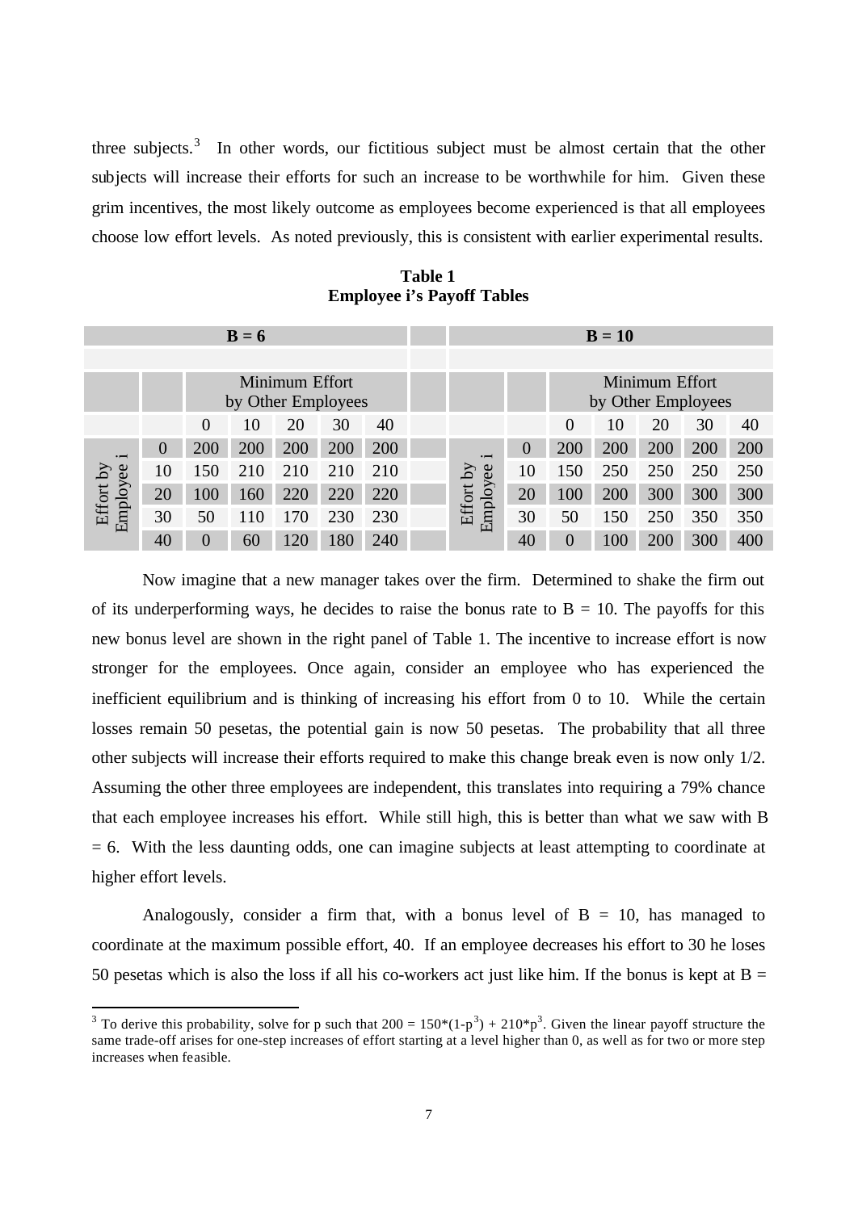three subjects.[3] In other words, our fictitious subject must be almost certain that the other subjects will increase their efforts for such an increase to be worthwhile for him. Given these grim incentives, the most likely outcome as employees become experienced is that all employees choose low effort levels. As noted previously, this is consistent with earlier experimental results.

**Table 1**
**Employee i's Payoff Tables**

| B = 6 | | | | | | | | B = 10 | | | | | | |
|---|---|---|---|---|---|---|---|---|---|---|---|---|---|---|
| | | Minimum Effort by Other Employees | | | | | | | | Minimum Effort by Other Employees | | | | |
| | | 0 | 10 | 20 | 30 | 40 | | | | 0 | 10 | 20 | 30 | 40 |
| Effort by Employee i | 0 | 200 | 200 | 200 | 200 | 200 | | Effort by Employee i | 0 | 200 | 200 | 200 | 200 | 200 |
| | 10 | 150 | 210 | 210 | 210 | 210 | | | 10 | 150 | 250 | 250 | 250 | 250 |
| | 20 | 100 | 160 | 220 | 220 | 220 | | | 20 | 100 | 200 | 300 | 300 | 300 |
| | 30 | 50 | 110 | 170 | 230 | 230 | | | 30 | 50 | 150 | 250 | 350 | 350 |
| | 40 | 0 | 60 | 120 | 180 | 240 | | | 40 | 0 | 100 | 200 | 300 | 400 |

Now imagine that a new manager takes over the firm. Determined to shake the firm out of its underperforming ways, he decides to raise the bonus rate to B = 10. The payoffs for this new bonus level are shown in the right panel of Table 1. The incentive to increase effort is now stronger for the employees. Once again, consider an employee who has experienced the inefficient equilibrium and is thinking of increasing his effort from 0 to 10. While the certain losses remain 50 pesetas, the potential gain is now 50 pesetas. The probability that all three other subjects will increase their efforts required to make this change break even is now only 1/2. Assuming the other three employees are independent, this translates into requiring a 79% chance that each employee increases his effort. While still high, this is better than what we saw with B = 6. With the less daunting odds, one can imagine subjects at least attempting to coordinate at higher effort levels.

Analogously, consider a firm that, with a bonus level of B = 10, has managed to coordinate at the maximum possible effort, 40. If an employee decreases his effort to 30 he loses 50 pesetas which is also the loss if all his co-workers act just like him. If the bonus is kept at B =

[3] To derive this probability, solve for p such that $200 = 150*(1-p^3) + 210*p^3$. Given the linear payoff structure the same trade-off arises for one-step increases of effort starting at a level higher than 0, as well as for two or more step increases when feasible.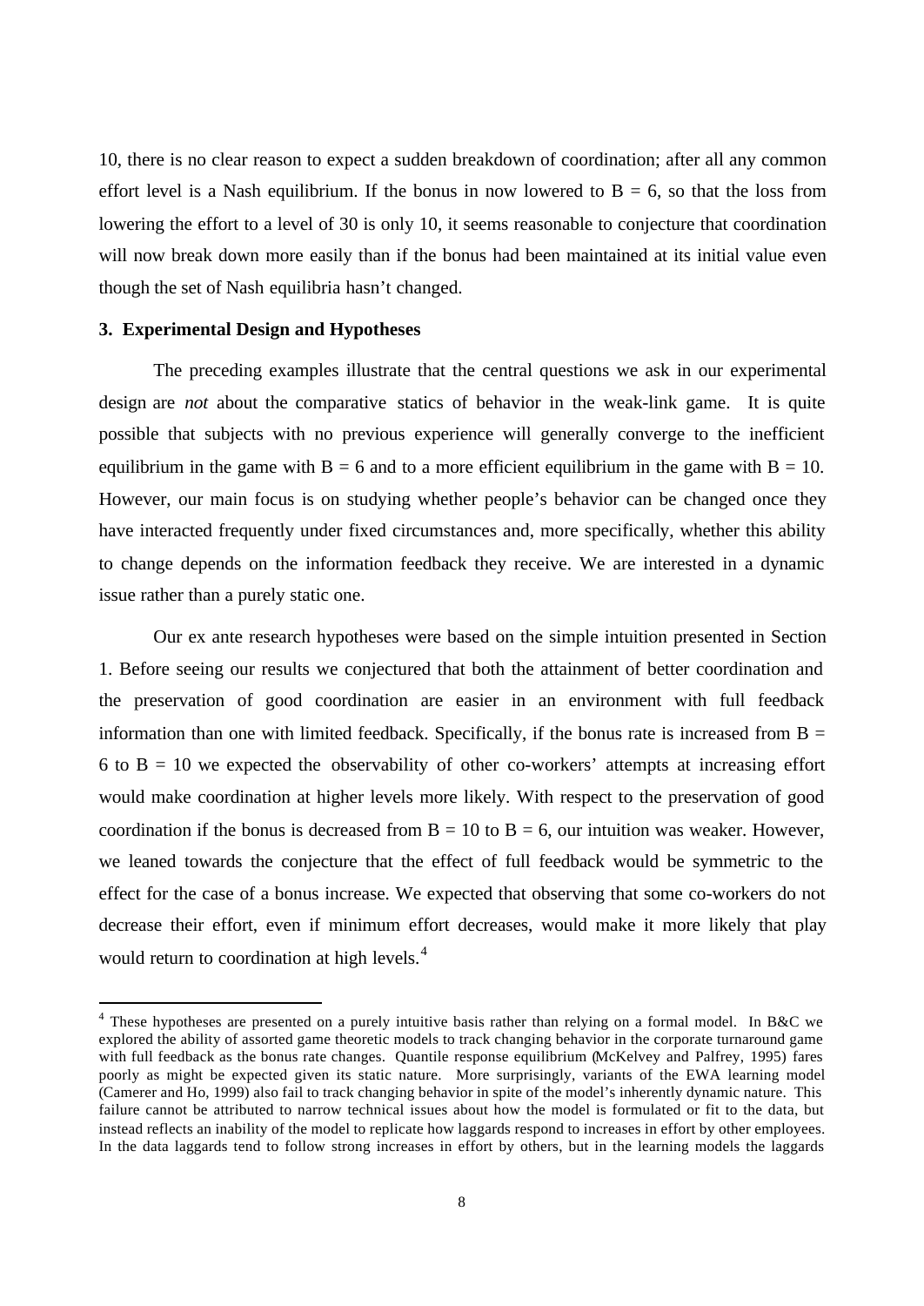10, there is no clear reason to expect a sudden breakdown of coordination; after all any common effort level is a Nash equilibrium. If the bonus in now lowered to B = 6, so that the loss from lowering the effort to a level of 30 is only 10, it seems reasonable to conjecture that coordination will now break down more easily than if the bonus had been maintained at its initial value even though the set of Nash equilibria hasn't changed.

### 3. Experimental Design and Hypotheses

The preceding examples illustrate that the central questions we ask in our experimental design are *not* about the comparative statics of behavior in the weak-link game. It is quite possible that subjects with no previous experience will generally converge to the inefficient equilibrium in the game with B = 6 and to a more efficient equilibrium in the game with B = 10. However, our main focus is on studying whether people's behavior can be changed once they have interacted frequently under fixed circumstances and, more specifically, whether this ability to change depends on the information feedback they receive. We are interested in a dynamic issue rather than a purely static one.

Our ex ante research hypotheses were based on the simple intuition presented in Section 1. Before seeing our results we conjectured that both the attainment of better coordination and the preservation of good coordination are easier in an environment with full feedback information than one with limited feedback. Specifically, if the bonus rate is increased from B = 6 to B = 10 we expected the observability of other co-workers' attempts at increasing effort would make coordination at higher levels more likely. With respect to the preservation of good coordination if the bonus is decreased from B = 10 to B = 6, our intuition was weaker. However, we leaned towards the conjecture that the effect of full feedback would be symmetric to the effect for the case of a bonus increase. We expected that observing that some co-workers do not decrease their effort, even if minimum effort decreases, would make it more likely that play would return to coordination at high levels.[4]

[4] These hypotheses are presented on a purely intuitive basis rather than relying on a formal model. In B&C we explored the ability of assorted game theoretic models to track changing behavior in the corporate turnaround game with full feedback as the bonus rate changes. Quantile response equilibrium (McKelvey and Palfrey, 1995) fares poorly as might be expected given its static nature. More surprisingly, variants of the EWA learning model (Camerer and Ho, 1999) also fail to track changing behavior in spite of the model's inherently dynamic nature. This failure cannot be attributed to narrow technical issues about how the model is formulated or fit to the data, but instead reflects an inability of the model to replicate how laggards respond to increases in effort by other employees. In the data laggards tend to follow strong increases in effort by others, but in the learning models the laggards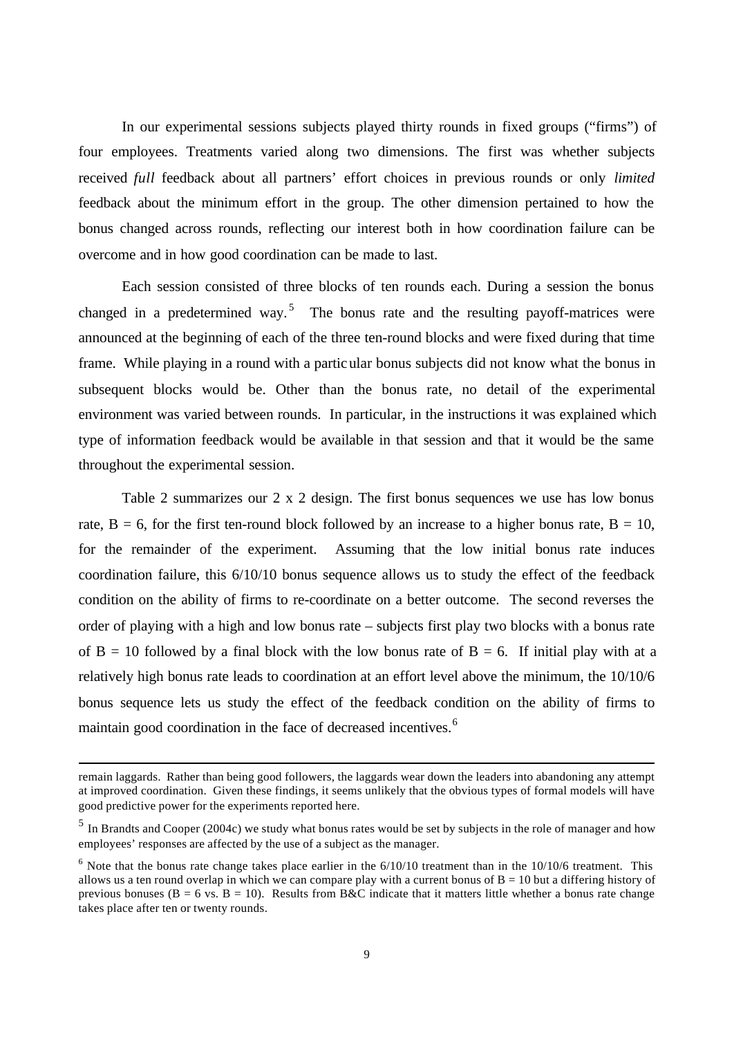In our experimental sessions subjects played thirty rounds in fixed groups ("firms") of four employees. Treatments varied along two dimensions. The first was whether subjects received *full* feedback about all partners' effort choices in previous rounds or only *limited* feedback about the minimum effort in the group. The other dimension pertained to how the bonus changed across rounds, reflecting our interest both in how coordination failure can be overcome and in how good coordination can be made to last.

Each session consisted of three blocks of ten rounds each. During a session the bonus changed in a predetermined way.[5] The bonus rate and the resulting payoff-matrices were announced at the beginning of each of the three ten-round blocks and were fixed during that time frame. While playing in a round with a particular bonus subjects did not know what the bonus in subsequent blocks would be. Other than the bonus rate, no detail of the experimental environment was varied between rounds. In particular, in the instructions it was explained which type of information feedback would be available in that session and that it would be the same throughout the experimental session.

Table 2 summarizes our 2 x 2 design. The first bonus sequences we use has low bonus rate, B = 6, for the first ten-round block followed by an increase to a higher bonus rate, B = 10, for the remainder of the experiment. Assuming that the low initial bonus rate induces coordination failure, this 6/10/10 bonus sequence allows us to study the effect of the feedback condition on the ability of firms to re-coordinate on a better outcome. The second reverses the order of playing with a high and low bonus rate – subjects first play two blocks with a bonus rate of B = 10 followed by a final block with the low bonus rate of B = 6. If initial play with at a relatively high bonus rate leads to coordination at an effort level above the minimum, the 10/10/6 bonus sequence lets us study the effect of the feedback condition on the ability of firms to maintain good coordination in the face of decreased incentives.[6]

---

remain laggards. Rather than being good followers, the laggards wear down the leaders into abandoning any attempt at improved coordination. Given these findings, it seems unlikely that the obvious types of formal models will have good predictive power for the experiments reported here.

[5] In Brandts and Cooper (2004c) we study what bonus rates would be set by subjects in the role of manager and how employees' responses are affected by the use of a subject as the manager.

[6] Note that the bonus rate change takes place earlier in the 6/10/10 treatment than in the 10/10/6 treatment. This allows us a ten round overlap in which we can compare play with a current bonus of B = 10 but a differing history of previous bonuses (B = 6 vs. B = 10). Results from B&C indicate that it matters little whether a bonus rate change takes place after ten or twenty rounds.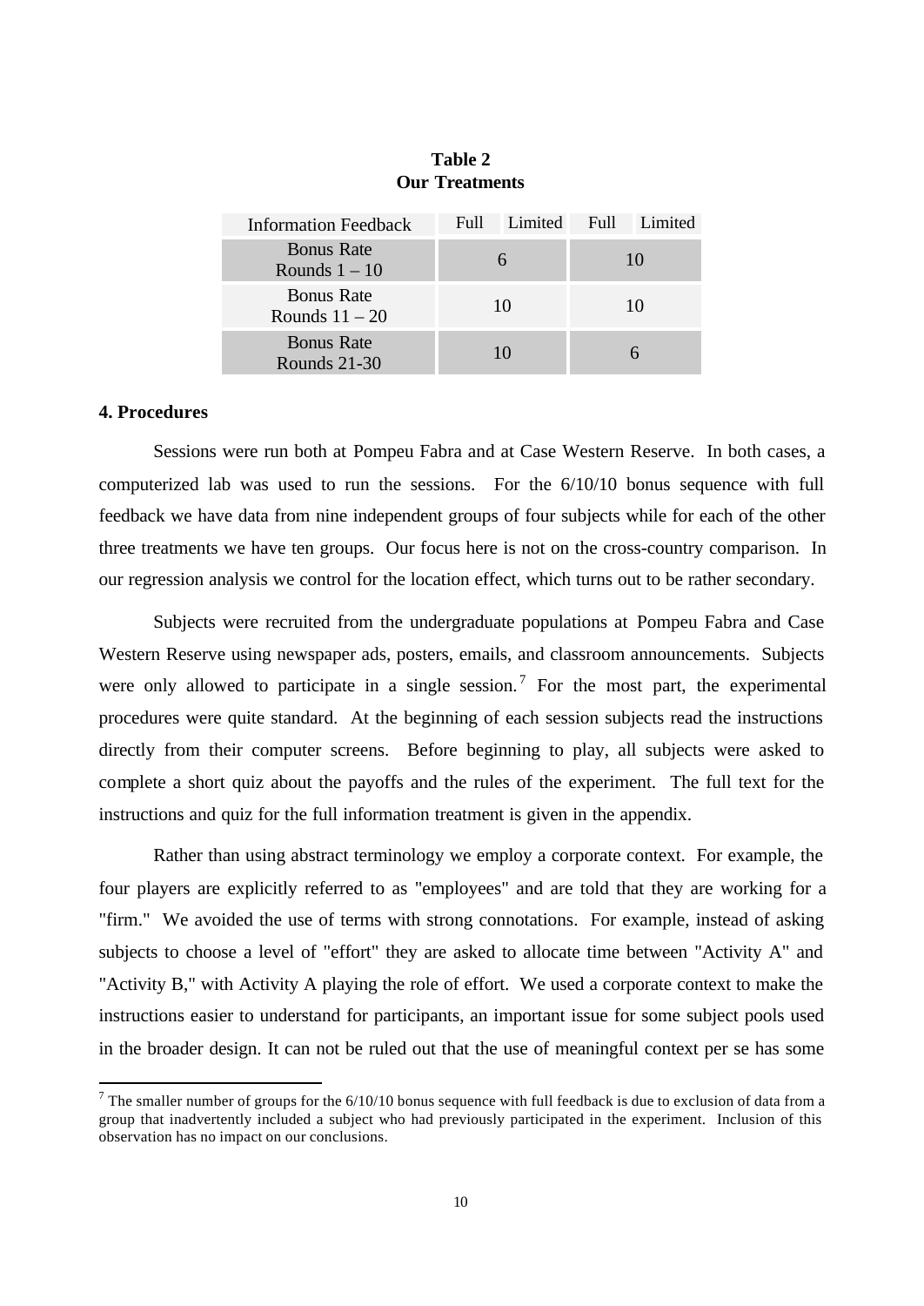**Table 2**
**Our Treatments**

| Information Feedback | Full | Limited | Full | Limited |
|---|---|---|---|---|
| Bonus Rate Rounds 1 – 10 | 6 | | 10 | |
| Bonus Rate Rounds 11 – 20 | 10 | | 10 | |
| Bonus Rate Rounds 21-30 | 10 | | 6 | |

**4. Procedures**

Sessions were run both at Pompeu Fabra and at Case Western Reserve. In both cases, a computerized lab was used to run the sessions. For the 6/10/10 bonus sequence with full feedback we have data from nine independent groups of four subjects while for each of the other three treatments we have ten groups. Our focus here is not on the cross-country comparison. In our regression analysis we control for the location effect, which turns out to be rather secondary.

Subjects were recruited from the undergraduate populations at Pompeu Fabra and Case Western Reserve using newspaper ads, posters, emails, and classroom announcements. Subjects were only allowed to participate in a single session.[7] For the most part, the experimental procedures were quite standard. At the beginning of each session subjects read the instructions directly from their computer screens. Before beginning to play, all subjects were asked to complete a short quiz about the payoffs and the rules of the experiment. The full text for the instructions and quiz for the full information treatment is given in the appendix.

Rather than using abstract terminology we employ a corporate context. For example, the four players are explicitly referred to as "employees" and are told that they are working for a "firm." We avoided the use of terms with strong connotations. For example, instead of asking subjects to choose a level of "effort" they are asked to allocate time between "Activity A" and "Activity B," with Activity A playing the role of effort. We used a corporate context to make the instructions easier to understand for participants, an important issue for some subject pools used in the broader design. It can not be ruled out that the use of meaningful context per se has some

[7] The smaller number of groups for the 6/10/10 bonus sequence with full feedback is due to exclusion of data from a group that inadvertently included a subject who had previously participated in the experiment. Inclusion of this observation has no impact on our conclusions.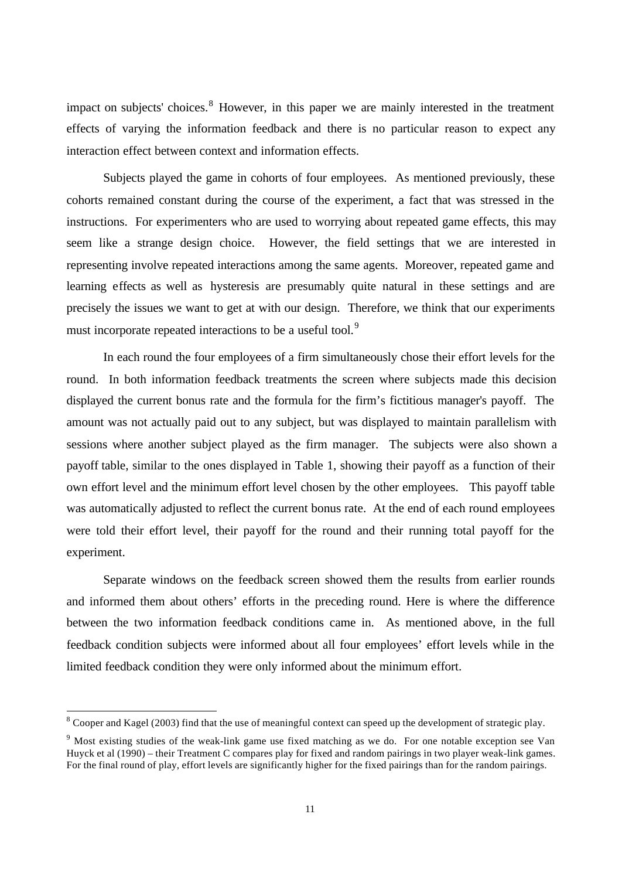impact on subjects' choices.[8] However, in this paper we are mainly interested in the treatment effects of varying the information feedback and there is no particular reason to expect any interaction effect between context and information effects.

Subjects played the game in cohorts of four employees. As mentioned previously, these cohorts remained constant during the course of the experiment, a fact that was stressed in the instructions. For experimenters who are used to worrying about repeated game effects, this may seem like a strange design choice. However, the field settings that we are interested in representing involve repeated interactions among the same agents. Moreover, repeated game and learning effects as well as hysteresis are presumably quite natural in these settings and are precisely the issues we want to get at with our design. Therefore, we think that our experiments must incorporate repeated interactions to be a useful tool.[9]

In each round the four employees of a firm simultaneously chose their effort levels for the round. In both information feedback treatments the screen where subjects made this decision displayed the current bonus rate and the formula for the firm's fictitious manager's payoff. The amount was not actually paid out to any subject, but was displayed to maintain parallelism with sessions where another subject played as the firm manager. The subjects were also shown a payoff table, similar to the ones displayed in Table 1, showing their payoff as a function of their own effort level and the minimum effort level chosen by the other employees. This payoff table was automatically adjusted to reflect the current bonus rate. At the end of each round employees were told their effort level, their payoff for the round and their running total payoff for the experiment.

Separate windows on the feedback screen showed them the results from earlier rounds and informed them about others' efforts in the preceding round. Here is where the difference between the two information feedback conditions came in. As mentioned above, in the full feedback condition subjects were informed about all four employees' effort levels while in the limited feedback condition they were only informed about the minimum effort.

---

[8] Cooper and Kagel (2003) find that the use of meaningful context can speed up the development of strategic play.

[9] Most existing studies of the weak-link game use fixed matching as we do. For one notable exception see Van Huyck et al (1990) – their Treatment C compares play for fixed and random pairings in two player weak-link games. For the final round of play, effort levels are significantly higher for the fixed pairings than for the random pairings.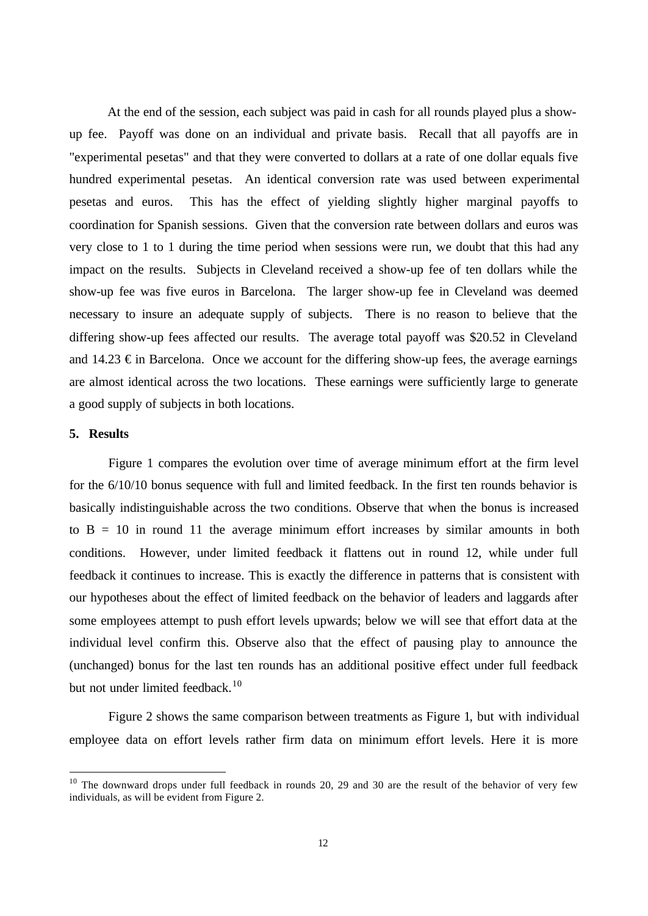At the end of the session, each subject was paid in cash for all rounds played plus a show-up fee. Payoff was done on an individual and private basis. Recall that all payoffs are in "experimental pesetas" and that they were converted to dollars at a rate of one dollar equals five hundred experimental pesetas. An identical conversion rate was used between experimental pesetas and euros. This has the effect of yielding slightly higher marginal payoffs to coordination for Spanish sessions. Given that the conversion rate between dollars and euros was very close to 1 to 1 during the time period when sessions were run, we doubt that this had any impact on the results. Subjects in Cleveland received a show-up fee of ten dollars while the show-up fee was five euros in Barcelona. The larger show-up fee in Cleveland was deemed necessary to insure an adequate supply of subjects. There is no reason to believe that the differing show-up fees affected our results. The average total payoff was $20.52 in Cleveland and 14.23 € in Barcelona. Once we account for the differing show-up fees, the average earnings are almost identical across the two locations. These earnings were sufficiently large to generate a good supply of subjects in both locations.

## 5. Results

Figure 1 compares the evolution over time of average minimum effort at the firm level for the 6/10/10 bonus sequence with full and limited feedback. In the first ten rounds behavior is basically indistinguishable across the two conditions. Observe that when the bonus is increased to B = 10 in round 11 the average minimum effort increases by similar amounts in both conditions. However, under limited feedback it flattens out in round 12, while under full feedback it continues to increase. This is exactly the difference in patterns that is consistent with our hypotheses about the effect of limited feedback on the behavior of leaders and laggards after some employees attempt to push effort levels upwards; below we will see that effort data at the individual level confirm this. Observe also that the effect of pausing play to announce the (unchanged) bonus for the last ten rounds has an additional positive effect under full feedback but not under limited feedback.[10]

Figure 2 shows the same comparison between treatments as Figure 1, but with individual employee data on effort levels rather firm data on minimum effort levels. Here it is more

[10] The downward drops under full feedback in rounds 20, 29 and 30 are the result of the behavior of very few individuals, as will be evident from Figure 2.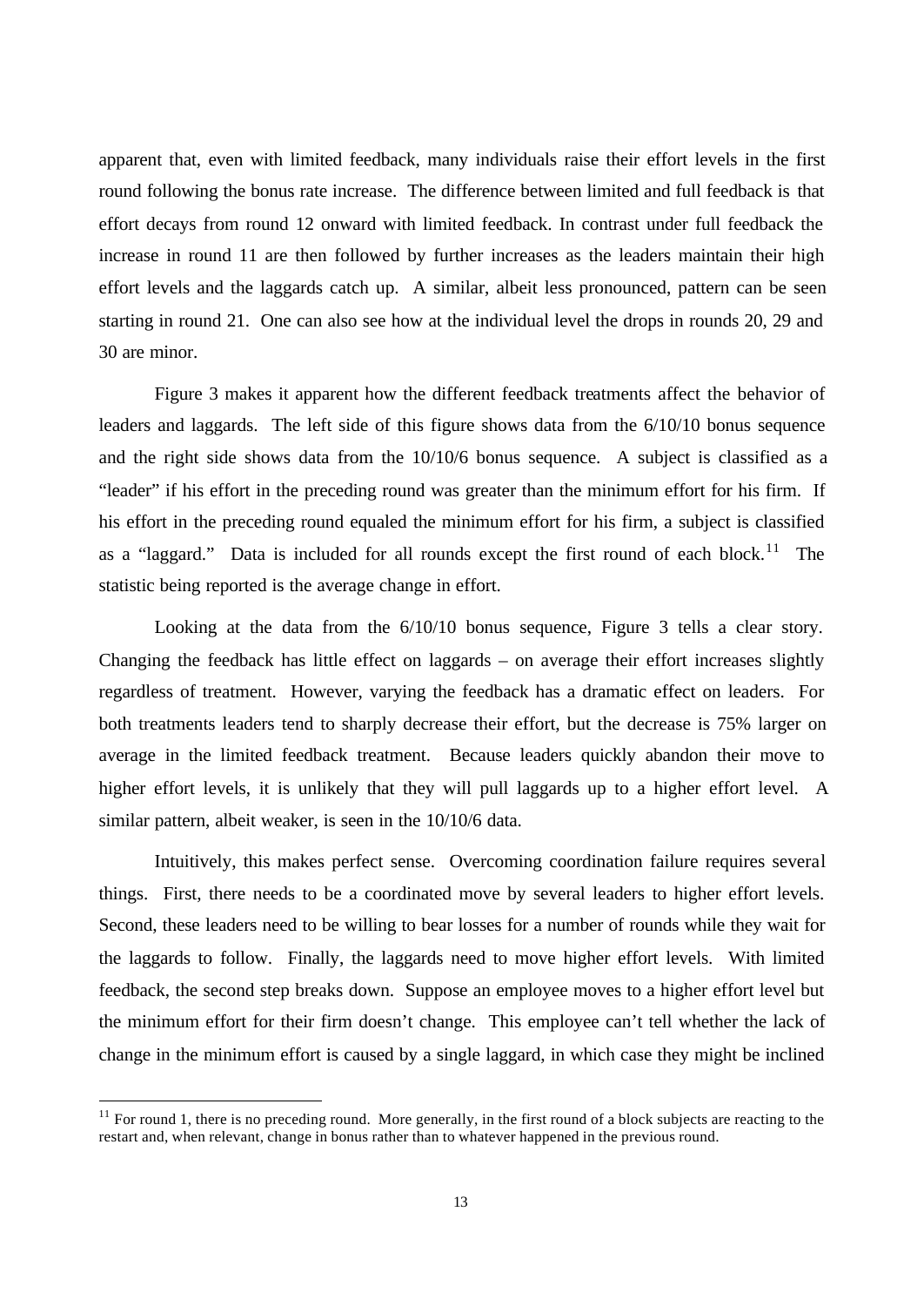apparent that, even with limited feedback, many individuals raise their effort levels in the first round following the bonus rate increase. The difference between limited and full feedback is that effort decays from round 12 onward with limited feedback. In contrast under full feedback the increase in round 11 are then followed by further increases as the leaders maintain their high effort levels and the laggards catch up. A similar, albeit less pronounced, pattern can be seen starting in round 21. One can also see how at the individual level the drops in rounds 20, 29 and 30 are minor.

Figure 3 makes it apparent how the different feedback treatments affect the behavior of leaders and laggards. The left side of this figure shows data from the 6/10/10 bonus sequence and the right side shows data from the 10/10/6 bonus sequence. A subject is classified as a "leader" if his effort in the preceding round was greater than the minimum effort for his firm. If his effort in the preceding round equaled the minimum effort for his firm, a subject is classified as a "laggard." Data is included for all rounds except the first round of each block.[11] The statistic being reported is the average change in effort.

Looking at the data from the 6/10/10 bonus sequence, Figure 3 tells a clear story. Changing the feedback has little effect on laggards – on average their effort increases slightly regardless of treatment. However, varying the feedback has a dramatic effect on leaders. For both treatments leaders tend to sharply decrease their effort, but the decrease is 75% larger on average in the limited feedback treatment. Because leaders quickly abandon their move to higher effort levels, it is unlikely that they will pull laggards up to a higher effort level. A similar pattern, albeit weaker, is seen in the 10/10/6 data.

Intuitively, this makes perfect sense. Overcoming coordination failure requires several things. First, there needs to be a coordinated move by several leaders to higher effort levels. Second, these leaders need to be willing to bear losses for a number of rounds while they wait for the laggards to follow. Finally, the laggards need to move higher effort levels. With limited feedback, the second step breaks down. Suppose an employee moves to a higher effort level but the minimum effort for their firm doesn't change. This employee can't tell whether the lack of change in the minimum effort is caused by a single laggard, in which case they might be inclined

[11] For round 1, there is no preceding round. More generally, in the first round of a block subjects are reacting to the restart and, when relevant, change in bonus rather than to whatever happened in the previous round.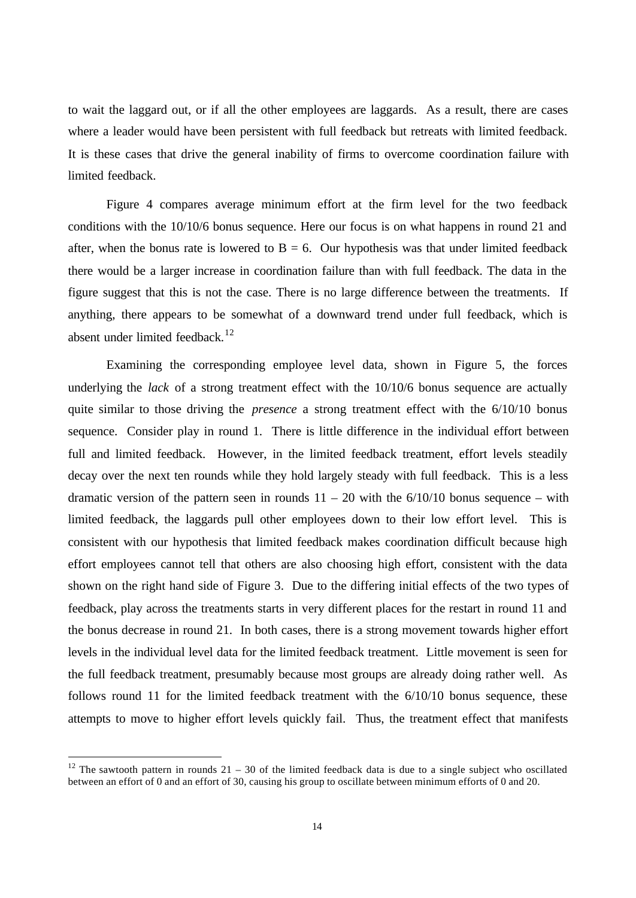to wait the laggard out, or if all the other employees are laggards. As a result, there are cases where a leader would have been persistent with full feedback but retreats with limited feedback. It is these cases that drive the general inability of firms to overcome coordination failure with limited feedback.

Figure 4 compares average minimum effort at the firm level for the two feedback conditions with the 10/10/6 bonus sequence. Here our focus is on what happens in round 21 and after, when the bonus rate is lowered to $B = 6$. Our hypothesis was that under limited feedback there would be a larger increase in coordination failure than with full feedback. The data in the figure suggest that this is not the case. There is no large difference between the treatments. If anything, there appears to be somewhat of a downward trend under full feedback, which is absent under limited feedback.[12]

Examining the corresponding employee level data, shown in Figure 5, the forces underlying the *lack* of a strong treatment effect with the 10/10/6 bonus sequence are actually quite similar to those driving the *presence* a strong treatment effect with the 6/10/10 bonus sequence. Consider play in round 1. There is little difference in the individual effort between full and limited feedback. However, in the limited feedback treatment, effort levels steadily decay over the next ten rounds while they hold largely steady with full feedback. This is a less dramatic version of the pattern seen in rounds 11 – 20 with the 6/10/10 bonus sequence – with limited feedback, the laggards pull other employees down to their low effort level. This is consistent with our hypothesis that limited feedback makes coordination difficult because high effort employees cannot tell that others are also choosing high effort, consistent with the data shown on the right hand side of Figure 3. Due to the differing initial effects of the two types of feedback, play across the treatments starts in very different places for the restart in round 11 and the bonus decrease in round 21. In both cases, there is a strong movement towards higher effort levels in the individual level data for the limited feedback treatment. Little movement is seen for the full feedback treatment, presumably because most groups are already doing rather well. As follows round 11 for the limited feedback treatment with the 6/10/10 bonus sequence, these attempts to move to higher effort levels quickly fail. Thus, the treatment effect that manifests

[12] The sawtooth pattern in rounds 21 – 30 of the limited feedback data is due to a single subject who oscillated between an effort of 0 and an effort of 30, causing his group to oscillate between minimum efforts of 0 and 20.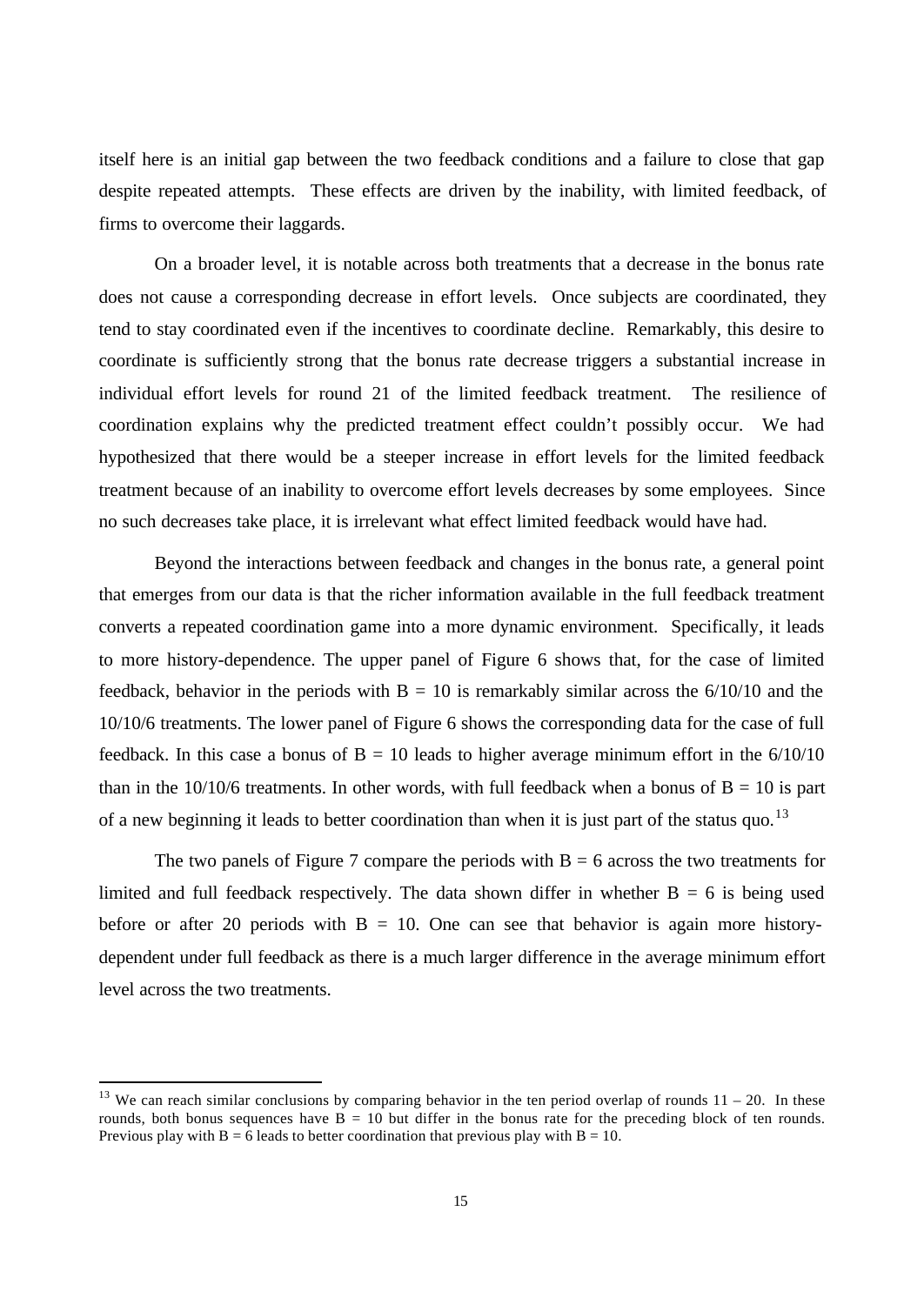itself here is an initial gap between the two feedback conditions and a failure to close that gap despite repeated attempts. These effects are driven by the inability, with limited feedback, of firms to overcome their laggards.

On a broader level, it is notable across both treatments that a decrease in the bonus rate does not cause a corresponding decrease in effort levels. Once subjects are coordinated, they tend to stay coordinated even if the incentives to coordinate decline. Remarkably, this desire to coordinate is sufficiently strong that the bonus rate decrease triggers a substantial increase in individual effort levels for round 21 of the limited feedback treatment. The resilience of coordination explains why the predicted treatment effect couldn't possibly occur. We had hypothesized that there would be a steeper increase in effort levels for the limited feedback treatment because of an inability to overcome effort levels decreases by some employees. Since no such decreases take place, it is irrelevant what effect limited feedback would have had.

Beyond the interactions between feedback and changes in the bonus rate, a general point that emerges from our data is that the richer information available in the full feedback treatment converts a repeated coordination game into a more dynamic environment. Specifically, it leads to more history-dependence. The upper panel of Figure 6 shows that, for the case of limited feedback, behavior in the periods with $B = 10$ is remarkably similar across the 6/10/10 and the 10/10/6 treatments. The lower panel of Figure 6 shows the corresponding data for the case of full feedback. In this case a bonus of $B = 10$ leads to higher average minimum effort in the 6/10/10 than in the 10/10/6 treatments. In other words, with full feedback when a bonus of $B = 10$ is part of a new beginning it leads to better coordination than when it is just part of the status quo.[13]

The two panels of Figure 7 compare the periods with $B = 6$ across the two treatments for limited and full feedback respectively. The data shown differ in whether $B = 6$ is being used before or after 20 periods with $B = 10$. One can see that behavior is again more history-dependent under full feedback as there is a much larger difference in the average minimum effort level across the two treatments.

---

[13] We can reach similar conclusions by comparing behavior in the ten period overlap of rounds 11 – 20. In these rounds, both bonus sequences have $B = 10$ but differ in the bonus rate for the preceding block of ten rounds. Previous play with $B = 6$ leads to better coordination that previous play with $B = 10$.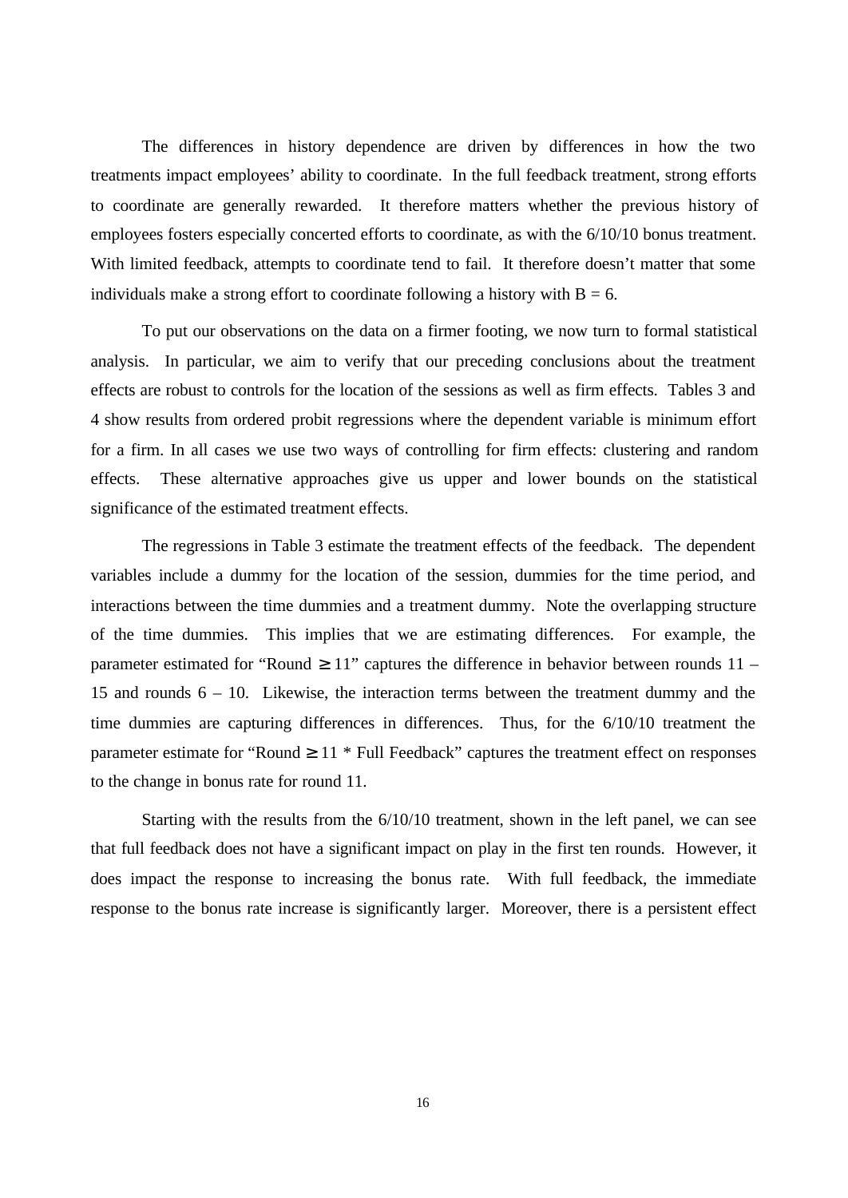The differences in history dependence are driven by differences in how the two treatments impact employees' ability to coordinate. In the full feedback treatment, strong efforts to coordinate are generally rewarded. It therefore matters whether the previous history of employees fosters especially concerted efforts to coordinate, as with the 6/10/10 bonus treatment. With limited feedback, attempts to coordinate tend to fail. It therefore doesn't matter that some individuals make a strong effort to coordinate following a history with B = 6.

To put our observations on the data on a firmer footing, we now turn to formal statistical analysis. In particular, we aim to verify that our preceding conclusions about the treatment effects are robust to controls for the location of the sessions as well as firm effects. Tables 3 and 4 show results from ordered probit regressions where the dependent variable is minimum effort for a firm. In all cases we use two ways of controlling for firm effects: clustering and random effects. These alternative approaches give us upper and lower bounds on the statistical significance of the estimated treatment effects.

The regressions in Table 3 estimate the treatment effects of the feedback. The dependent variables include a dummy for the location of the session, dummies for the time period, and interactions between the time dummies and a treatment dummy. Note the overlapping structure of the time dummies. This implies that we are estimating differences. For example, the parameter estimated for "Round $\geq 11$" captures the difference in behavior between rounds 11 – 15 and rounds 6 – 10. Likewise, the interaction terms between the treatment dummy and the time dummies are capturing differences in differences. Thus, for the 6/10/10 treatment the parameter estimate for "Round $\geq 11$ * Full Feedback" captures the treatment effect on responses to the change in bonus rate for round 11.

Starting with the results from the 6/10/10 treatment, shown in the left panel, we can see that full feedback does not have a significant impact on play in the first ten rounds. However, it does impact the response to increasing the bonus rate. With full feedback, the immediate response to the bonus rate increase is significantly larger. Moreover, there is a persistent effect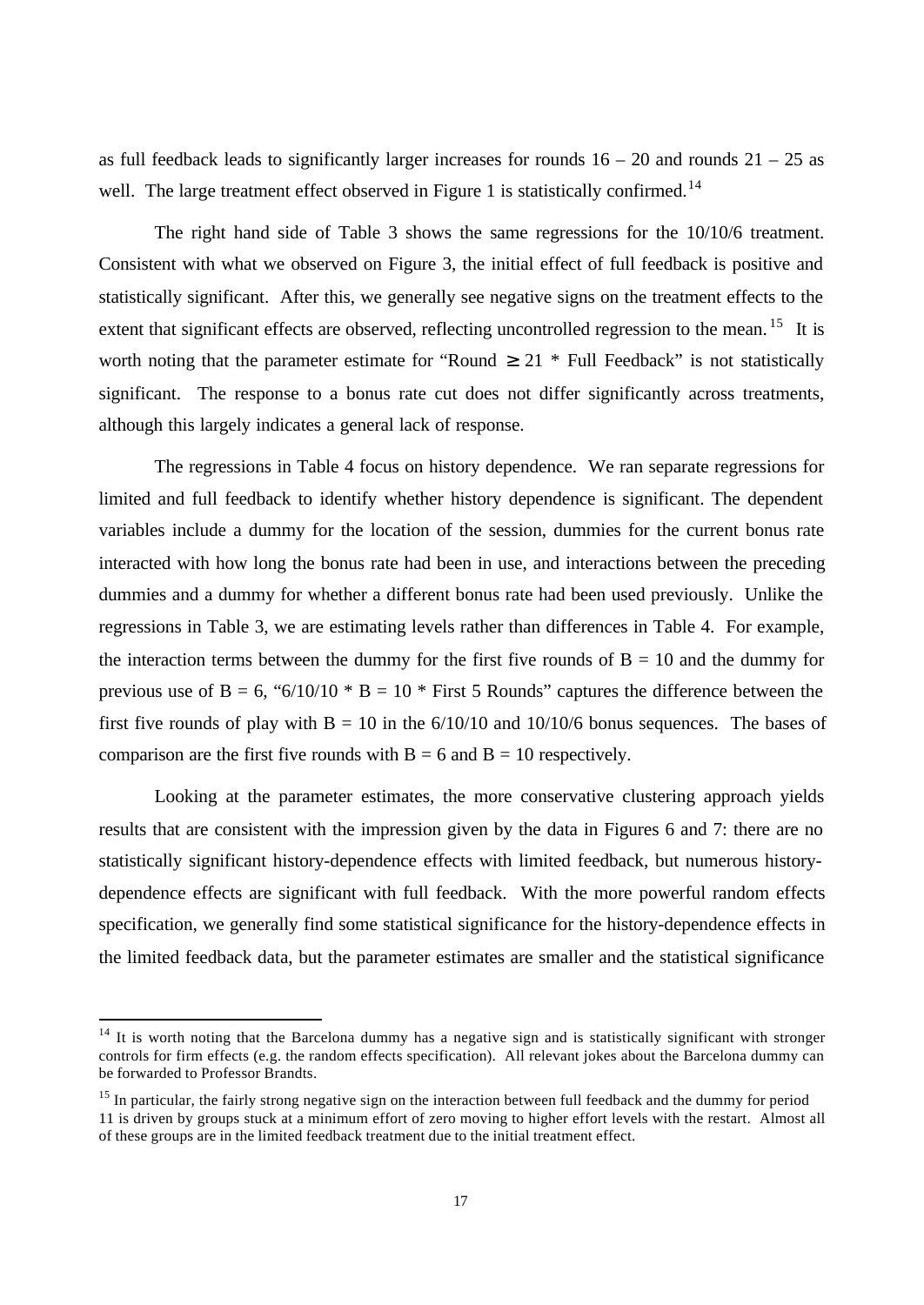as full feedback leads to significantly larger increases for rounds 16 – 20 and rounds 21 – 25 as well. The large treatment effect observed in Figure 1 is statistically confirmed.[14]

The right hand side of Table 3 shows the same regressions for the 10/10/6 treatment. Consistent with what we observed on Figure 3, the initial effect of full feedback is positive and statistically significant. After this, we generally see negative signs on the treatment effects to the extent that significant effects are observed, reflecting uncontrolled regression to the mean.[15] It is worth noting that the parameter estimate for "Round $\geq 21$ * Full Feedback" is not statistically significant. The response to a bonus rate cut does not differ significantly across treatments, although this largely indicates a general lack of response.

The regressions in Table 4 focus on history dependence. We ran separate regressions for limited and full feedback to identify whether history dependence is significant. The dependent variables include a dummy for the location of the session, dummies for the current bonus rate interacted with how long the bonus rate had been in use, and interactions between the preceding dummies and a dummy for whether a different bonus rate had been used previously. Unlike the regressions in Table 3, we are estimating levels rather than differences in Table 4. For example, the interaction terms between the dummy for the first five rounds of $B = 10$ and the dummy for previous use of $B = 6$, "6/10/10 * B = 10 * First 5 Rounds" captures the difference between the first five rounds of play with $B = 10$ in the 6/10/10 and 10/10/6 bonus sequences. The bases of comparison are the first five rounds with $B = 6$ and $B = 10$ respectively.

Looking at the parameter estimates, the more conservative clustering approach yields results that are consistent with the impression given by the data in Figures 6 and 7: there are no statistically significant history-dependence effects with limited feedback, but numerous history-dependence effects are significant with full feedback. With the more powerful random effects specification, we generally find some statistical significance for the history-dependence effects in the limited feedback data, but the parameter estimates are smaller and the statistical significance

---

[14] It is worth noting that the Barcelona dummy has a negative sign and is statistically significant with stronger controls for firm effects (e.g. the random effects specification). All relevant jokes about the Barcelona dummy can be forwarded to Professor Brandts.

[15] In particular, the fairly strong negative sign on the interaction between full feedback and the dummy for period 11 is driven by groups stuck at a minimum effort of zero moving to higher effort levels with the restart. Almost all of these groups are in the limited feedback treatment due to the initial treatment effect.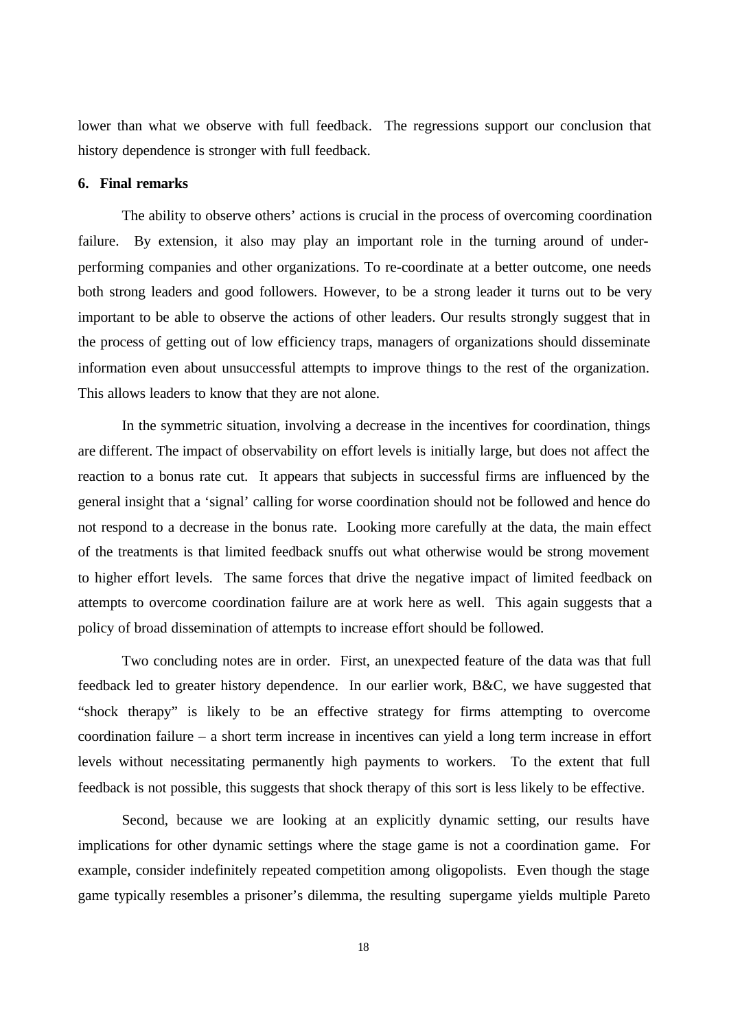lower than what we observe with full feedback. The regressions support our conclusion that history dependence is stronger with full feedback.

## 6. Final remarks

The ability to observe others' actions is crucial in the process of overcoming coordination failure. By extension, it also may play an important role in the turning around of under-performing companies and other organizations. To re-coordinate at a better outcome, one needs both strong leaders and good followers. However, to be a strong leader it turns out to be very important to be able to observe the actions of other leaders. Our results strongly suggest that in the process of getting out of low efficiency traps, managers of organizations should disseminate information even about unsuccessful attempts to improve things to the rest of the organization. This allows leaders to know that they are not alone.

In the symmetric situation, involving a decrease in the incentives for coordination, things are different. The impact of observability on effort levels is initially large, but does not affect the reaction to a bonus rate cut. It appears that subjects in successful firms are influenced by the general insight that a 'signal' calling for worse coordination should not be followed and hence do not respond to a decrease in the bonus rate. Looking more carefully at the data, the main effect of the treatments is that limited feedback snuffs out what otherwise would be strong movement to higher effort levels. The same forces that drive the negative impact of limited feedback on attempts to overcome coordination failure are at work here as well. This again suggests that a policy of broad dissemination of attempts to increase effort should be followed.

Two concluding notes are in order. First, an unexpected feature of the data was that full feedback led to greater history dependence. In our earlier work, B&C, we have suggested that "shock therapy" is likely to be an effective strategy for firms attempting to overcome coordination failure – a short term increase in incentives can yield a long term increase in effort levels without necessitating permanently high payments to workers. To the extent that full feedback is not possible, this suggests that shock therapy of this sort is less likely to be effective.

Second, because we are looking at an explicitly dynamic setting, our results have implications for other dynamic settings where the stage game is not a coordination game. For example, consider indefinitely repeated competition among oligopolists. Even though the stage game typically resembles a prisoner's dilemma, the resulting supergame yields multiple Pareto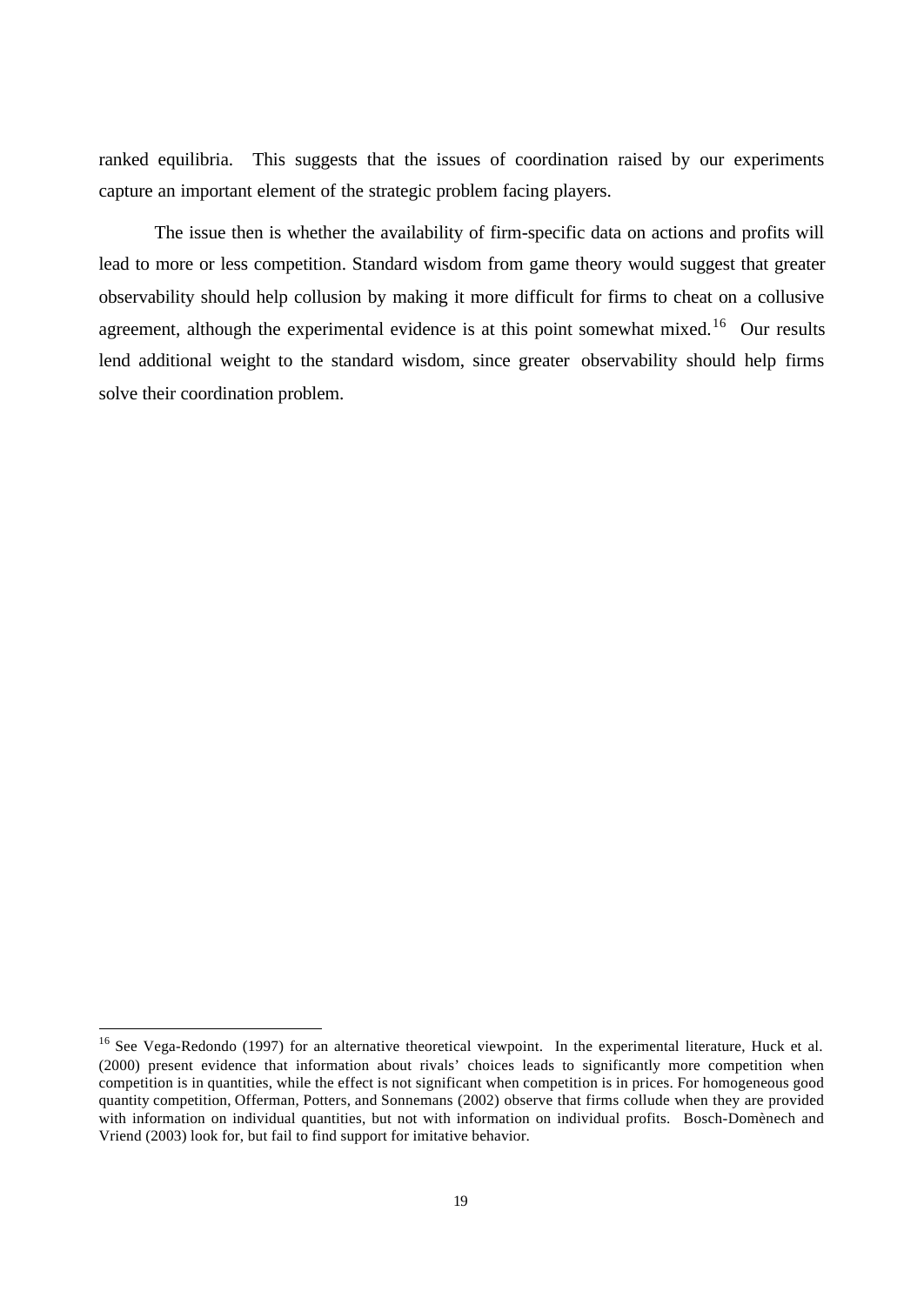ranked equilibria. This suggests that the issues of coordination raised by our experiments capture an important element of the strategic problem facing players.

The issue then is whether the availability of firm-specific data on actions and profits will lead to more or less competition. Standard wisdom from game theory would suggest that greater observability should help collusion by making it more difficult for firms to cheat on a collusive agreement, although the experimental evidence is at this point somewhat mixed.[16] Our results lend additional weight to the standard wisdom, since greater observability should help firms solve their coordination problem.

[16] See Vega-Redondo (1997) for an alternative theoretical viewpoint. In the experimental literature, Huck et al. (2000) present evidence that information about rivals' choices leads to significantly more competition when competition is in quantities, while the effect is not significant when competition is in prices. For homogeneous good quantity competition, Offerman, Potters, and Sonnemans (2002) observe that firms collude when they are provided with information on individual quantities, but not with information on individual profits. Bosch-Domènech and Vriend (2003) look for, but fail to find support for imitative behavior.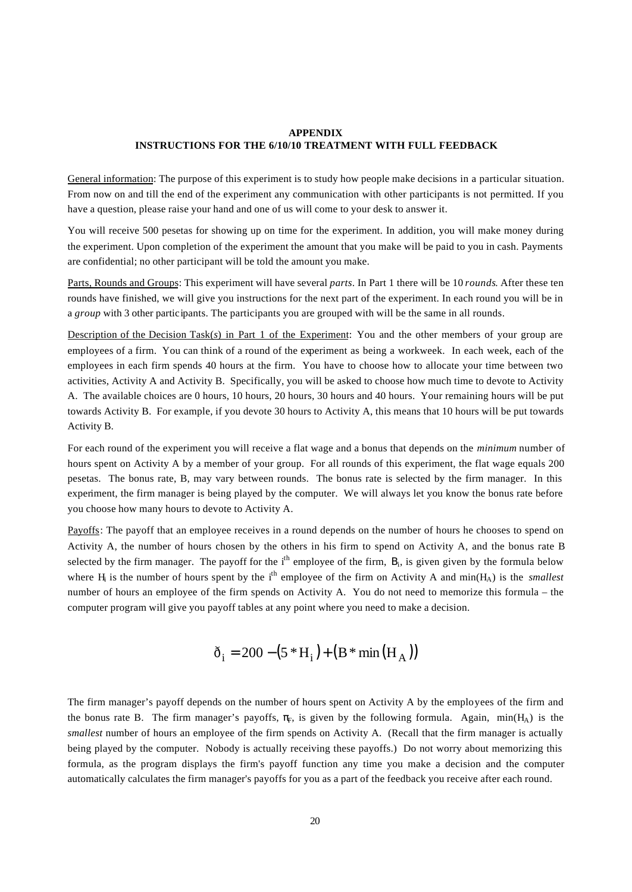**APPENDIX**
**INSTRUCTIONS FOR THE 6/10/10 TREATMENT WITH FULL FEEDBACK**

General information: The purpose of this experiment is to study how people make decisions in a particular situation. From now on and till the end of the experiment any communication with other participants is not permitted. If you have a question, please raise your hand and one of us will come to your desk to answer it.

You will receive 500 pesetas for showing up on time for the experiment. In addition, you will make money during the experiment. Upon completion of the experiment the amount that you make will be paid to you in cash. Payments are confidential; no other participant will be told the amount you make.

Parts, Rounds and Groups: This experiment will have several *parts*. In Part 1 there will be 10 *rounds*. After these ten rounds have finished, we will give you instructions for the next part of the experiment. In each round you will be in a *group* with 3 other participants. The participants you are grouped with will be the same in all rounds.

Description of the Decision Task(s) in Part 1 of the Experiment: You and the other members of your group are employees of a firm. You can think of a round of the experiment as being a workweek. In each week, each of the employees in each firm spends 40 hours at the firm. You have to choose how to allocate your time between two activities, Activity A and Activity B. Specifically, you will be asked to choose how much time to devote to Activity A. The available choices are 0 hours, 10 hours, 20 hours, 30 hours and 40 hours. Your remaining hours will be put towards Activity B. For example, if you devote 30 hours to Activity A, this means that 10 hours will be put towards Activity B.

For each round of the experiment you will receive a flat wage and a bonus that depends on the *minimum* number of hours spent on Activity A by a member of your group. For all rounds of this experiment, the flat wage equals 200 pesetas. The bonus rate, B, may vary between rounds. The bonus rate is selected by the firm manager. In this experiment, the firm manager is being played by the computer. We will always let you know the bonus rate before you choose how many hours to devote to Activity A.

Payoffs: The payoff that an employee receives in a round depends on the number of hours he chooses to spend on Activity A, the number of hours chosen by the others in his firm to spend on Activity A, and the bonus rate B selected by the firm manager. The payoff for the $i^{th}$ employee of the firm, $\pi_i$, is given given by the formula below where $H_i$ is the number of hours spent by the $i^{th}$ employee of the firm on Activity A and $\min(H_A)$ is the *smallest* number of hours an employee of the firm spends on Activity A. You do not need to memorize this formula – the computer program will give you payoff tables at any point where you need to make a decision.

$$\pi_i = 200 - (5 * H_i) + (B * \min(H_A))$$

The firm manager's payoff depends on the number of hours spent on Activity A by the employees of the firm and the bonus rate B. The firm manager's payoffs, $\pi_F$, is given by the following formula. Again, $\min(H_A)$ is the *smallest* number of hours an employee of the firm spends on Activity A. (Recall that the firm manager is actually being played by the computer. Nobody is actually receiving these payoffs.) Do not worry about memorizing this formula, as the program displays the firm's payoff function any time you make a decision and the computer automatically calculates the firm manager's payoffs for you as a part of the feedback you receive after each round.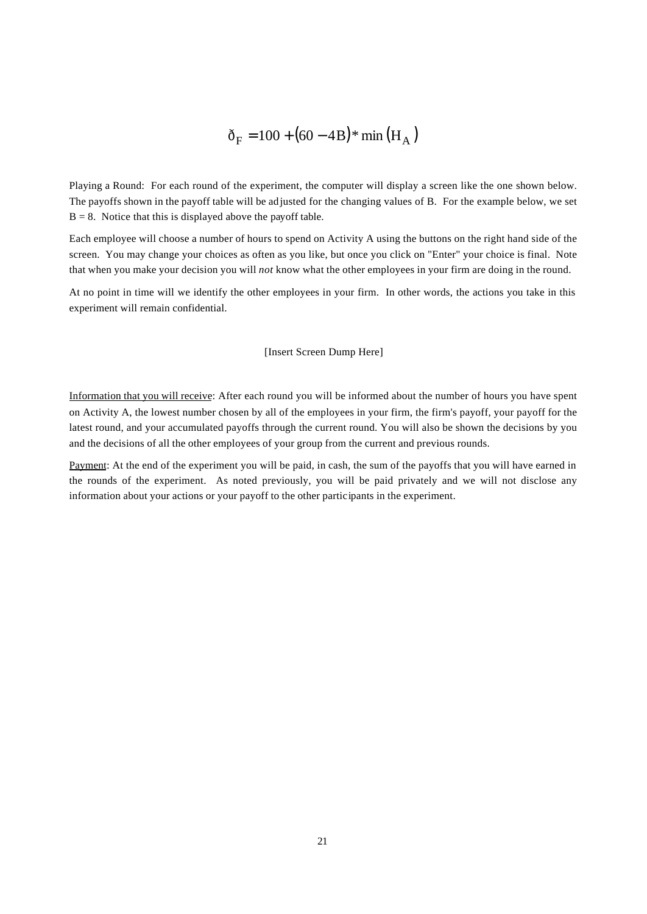$$\pi_F = 100 + (60 - 4B) * \min(H_A)$$

Playing a Round: For each round of the experiment, the computer will display a screen like the one shown below. The payoffs shown in the payoff table will be adjusted for the changing values of B. For the example below, we set B = 8. Notice that this is displayed above the payoff table.

Each employee will choose a number of hours to spend on Activity A using the buttons on the right hand side of the screen. You may change your choices as often as you like, but once you click on "Enter" your choice is final. Note that when you make your decision you will *not* know what the other employees in your firm are doing in the round.

At no point in time will we identify the other employees in your firm. In other words, the actions you take in this experiment will remain confidential.

[Insert Screen Dump Here]

<u>Information that you will receive</u>: After each round you will be informed about the number of hours you have spent on Activity A, the lowest number chosen by all of the employees in your firm, the firm's payoff, your payoff for the latest round, and your accumulated payoffs through the current round. You will also be shown the decisions by you and the decisions of all the other employees of your group from the current and previous rounds.

<u>Payment</u>: At the end of the experiment you will be paid, in cash, the sum of the payoffs that you will have earned in the rounds of the experiment. As noted previously, you will be paid privately and we will not disclose any information about your actions or your payoff to the other participants in the experiment.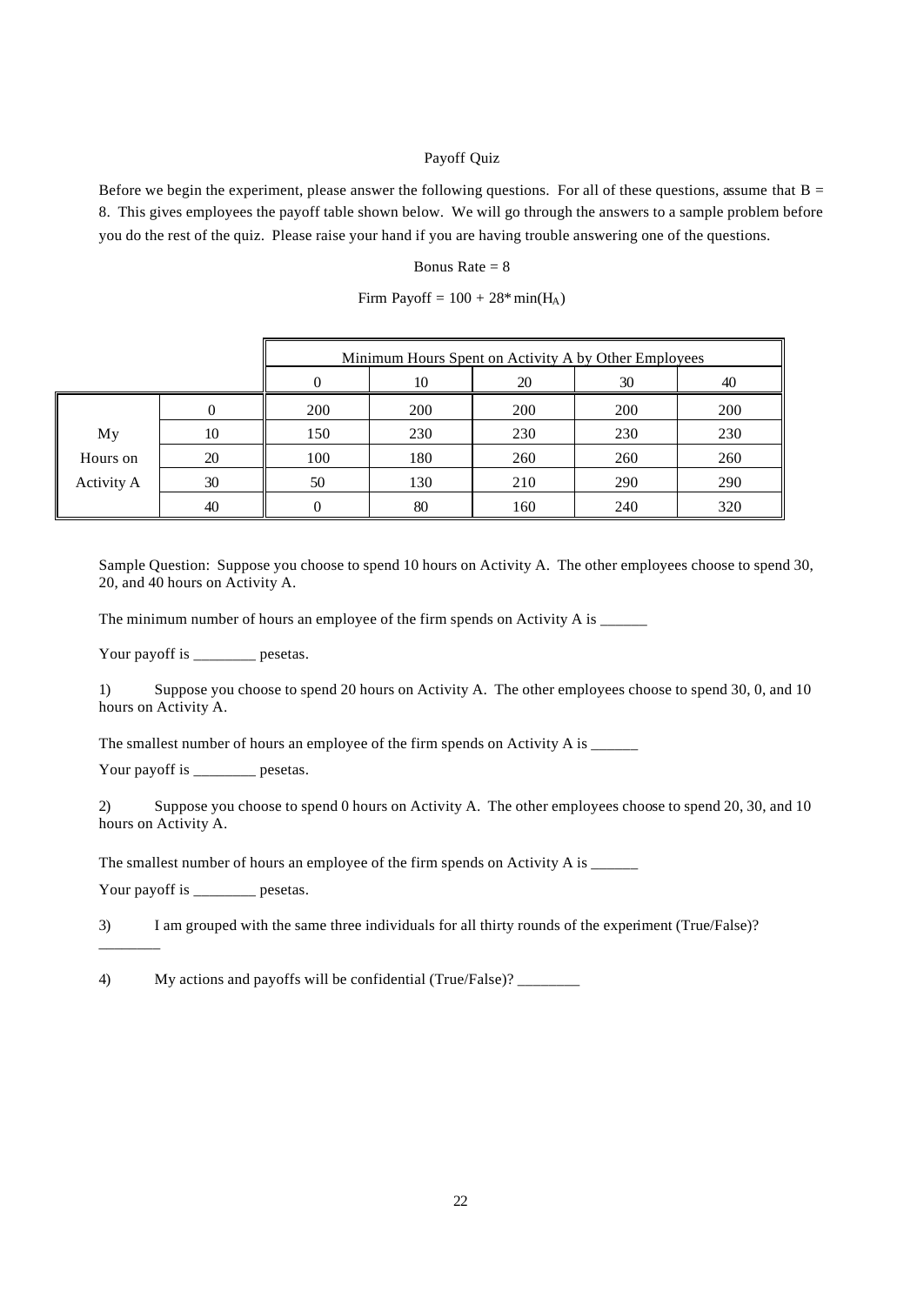# Payoff Quiz

Before we begin the experiment, please answer the following questions. For all of these questions, assume that B = 8. This gives employees the payoff table shown below. We will go through the answers to a sample problem before you do the rest of the quiz. Please raise your hand if you are having trouble answering one of the questions.

Bonus Rate = 8

Firm Payoff = $100 + 28 * \min(H_A)$

| | | Minimum Hours Spent on Activity A by Other Employees | | | | |
|---|---|---|---|---|---|---|
| | | 0 | 10 | 20 | 30 | 40 |
| My Hours on Activity A | 0 | 200 | 200 | 200 | 200 | 200 |
| | 10 | 150 | 230 | 230 | 230 | 230 |
| | 20 | 100 | 180 | 260 | 260 | 260 |
| | 30 | 50 | 130 | 210 | 290 | 290 |
| | 40 | 0 | 80 | 160 | 240 | 320 |

Sample Question: Suppose you choose to spend 10 hours on Activity A. The other employees choose to spend 30, 20, and 40 hours on Activity A.

The minimum number of hours an employee of the firm spends on Activity A is ______

Your payoff is ________ pesetas.

1) Suppose you choose to spend 20 hours on Activity A. The other employees choose to spend 30, 0, and 10 hours on Activity A.

The smallest number of hours an employee of the firm spends on Activity A is ______

Your payoff is ________ pesetas.

2) Suppose you choose to spend 0 hours on Activity A. The other employees choose to spend 20, 30, and 10 hours on Activity A.

The smallest number of hours an employee of the firm spends on Activity A is ______

Your payoff is ________ pesetas.

3) I am grouped with the same three individuals for all thirty rounds of the experiment (True/False)? ________

4) My actions and payoffs will be confidential (True/False)? ________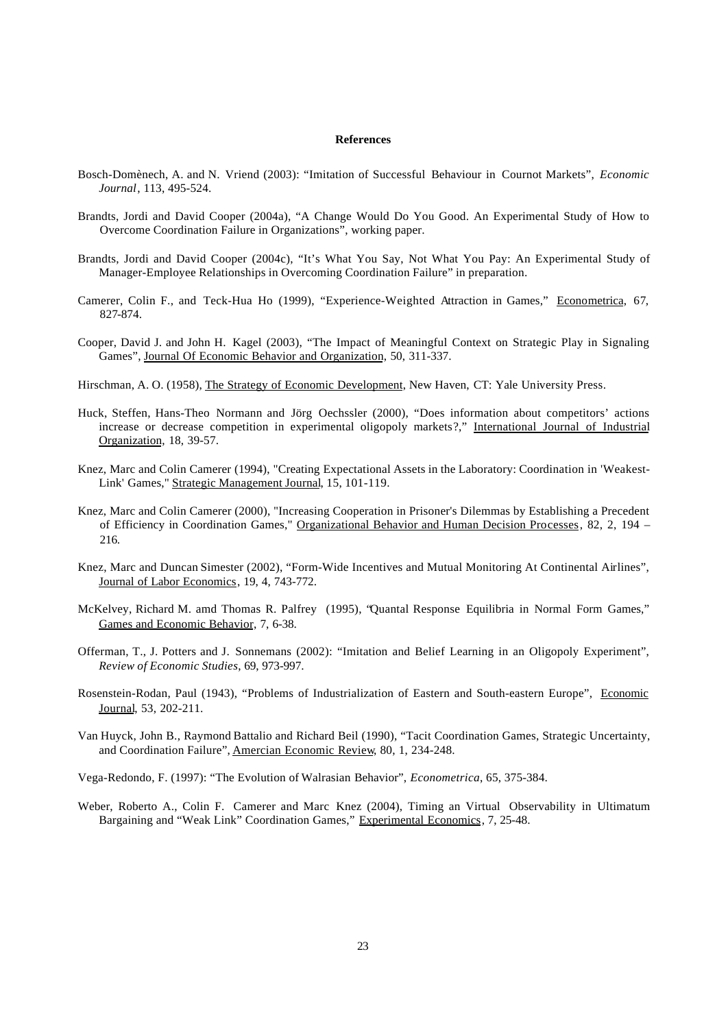**References**

Bosch-Domènech, A. and N. Vriend (2003): "Imitation of Successful Behaviour in Cournot Markets", *Economic Journal*, 113, 495-524.

Brandts, Jordi and David Cooper (2004a), "A Change Would Do You Good. An Experimental Study of How to Overcome Coordination Failure in Organizations", working paper.

Brandts, Jordi and David Cooper (2004c), "It's What You Say, Not What You Pay: An Experimental Study of Manager-Employee Relationships in Overcoming Coordination Failure" in preparation.

Camerer, Colin F., and Teck-Hua Ho (1999), "Experience-Weighted Attraction in Games," Econometrica, 67, 827-874.

Cooper, David J. and John H. Kagel (2003), "The Impact of Meaningful Context on Strategic Play in Signaling Games", Journal Of Economic Behavior and Organization, 50, 311-337.

Hirschman, A. O. (1958), The Strategy of Economic Development, New Haven, CT: Yale University Press.

Huck, Steffen, Hans-Theo Normann and Jörg Oechssler (2000), "Does information about competitors' actions increase or decrease competition in experimental oligopoly markets?," International Journal of Industrial Organization, 18, 39-57.

Knez, Marc and Colin Camerer (1994), "Creating Expectational Assets in the Laboratory: Coordination in 'Weakest-Link' Games," Strategic Management Journal, 15, 101-119.

Knez, Marc and Colin Camerer (2000), "Increasing Cooperation in Prisoner's Dilemmas by Establishing a Precedent of Efficiency in Coordination Games," Organizational Behavior and Human Decision Processes, 82, 2, 194 – 216.

Knez, Marc and Duncan Simester (2002), "Form-Wide Incentives and Mutual Monitoring At Continental Airlines", Journal of Labor Economics, 19, 4, 743-772.

McKelvey, Richard M. amd Thomas R. Palfrey (1995), "Quantal Response Equilibria in Normal Form Games," Games and Economic Behavior, 7, 6-38.

Offerman, T., J. Potters and J. Sonnemans (2002): "Imitation and Belief Learning in an Oligopoly Experiment", *Review of Economic Studies*, 69, 973-997.

Rosenstein-Rodan, Paul (1943), "Problems of Industrialization of Eastern and South-eastern Europe", Economic Journal, 53, 202-211.

Van Huyck, John B., Raymond Battalio and Richard Beil (1990), "Tacit Coordination Games, Strategic Uncertainty, and Coordination Failure", Amercian Economic Review, 80, 1, 234-248.

Vega-Redondo, F. (1997): "The Evolution of Walrasian Behavior", *Econometrica*, 65, 375-384.

Weber, Roberto A., Colin F. Camerer and Marc Knez (2004), Timing an Virtual Observability in Ultimatum Bargaining and "Weak Link" Coordination Games," Experimental Economics, 7, 25-48.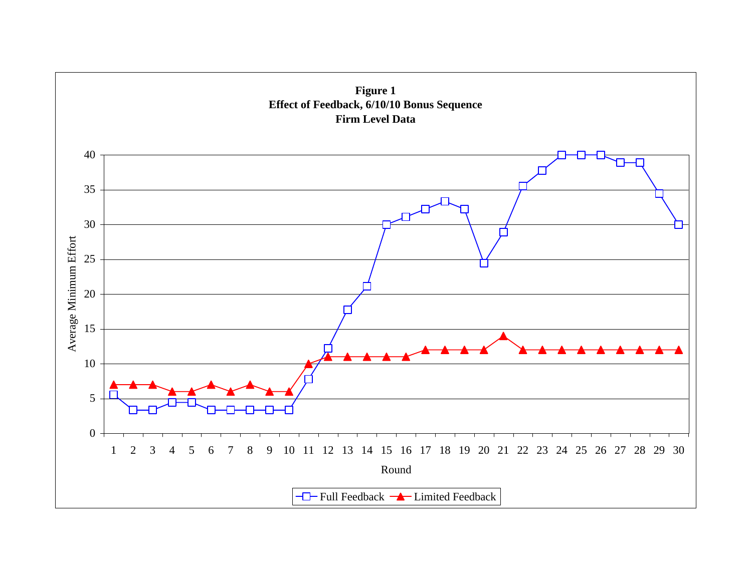**Figure 1**
**Effect of Feedback, 6/10/10 Bonus Sequence**
**Firm Level Data**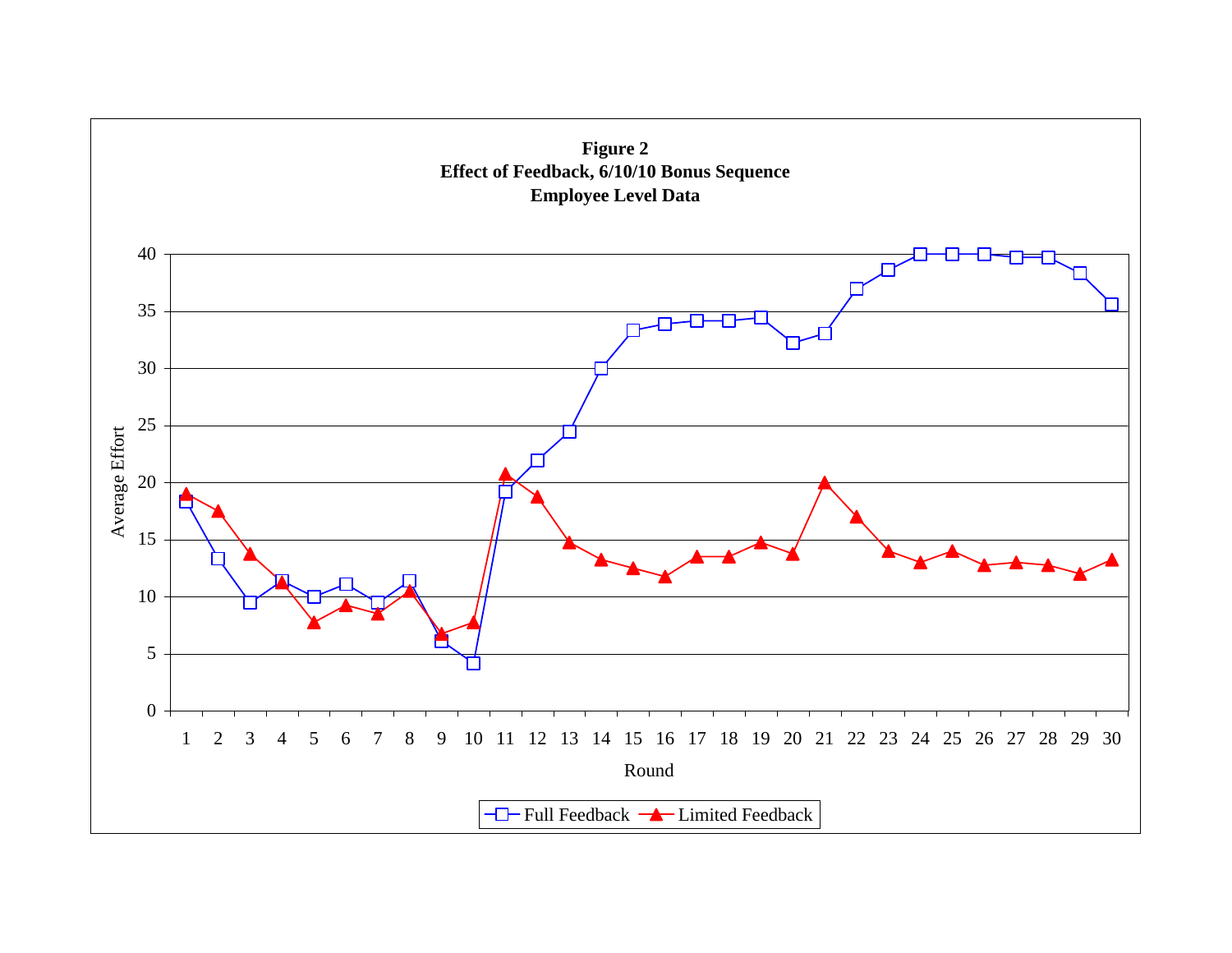**Figure 2**
**Effect of Feedback, 6/10/10 Bonus Sequence**
**Employee Level Data**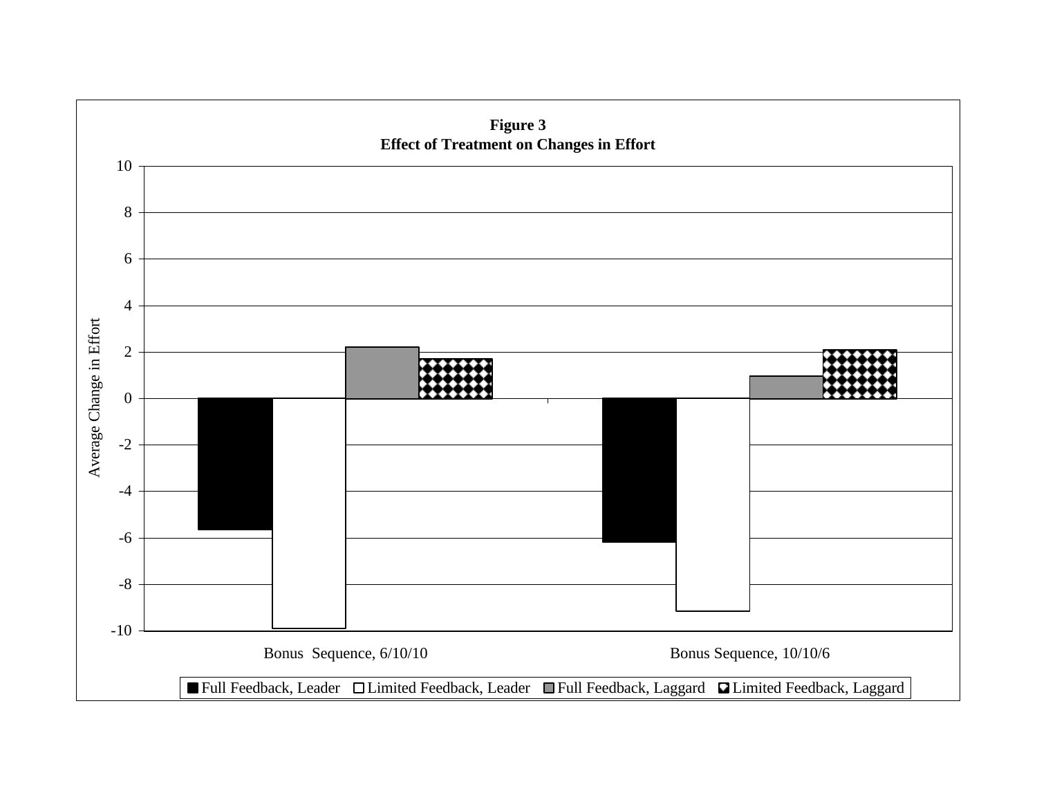**Figure 3**
**Effect of Treatment on Changes in Effort**

| | Full Feedback, Leader | Limited Feedback, Leader | Full Feedback, Laggard | Limited Feedback, Laggard |
|---|---|---|---|---|
| Bonus Sequence, 6/10/10 | -5.6 | -9.9 | 2.2 | 1.7 |
| Bonus Sequence, 10/10/6 | -6.2 | -9.1 | 1.0 | 2.1 |

Y-axis: Average Change in Effort (-10 to 10)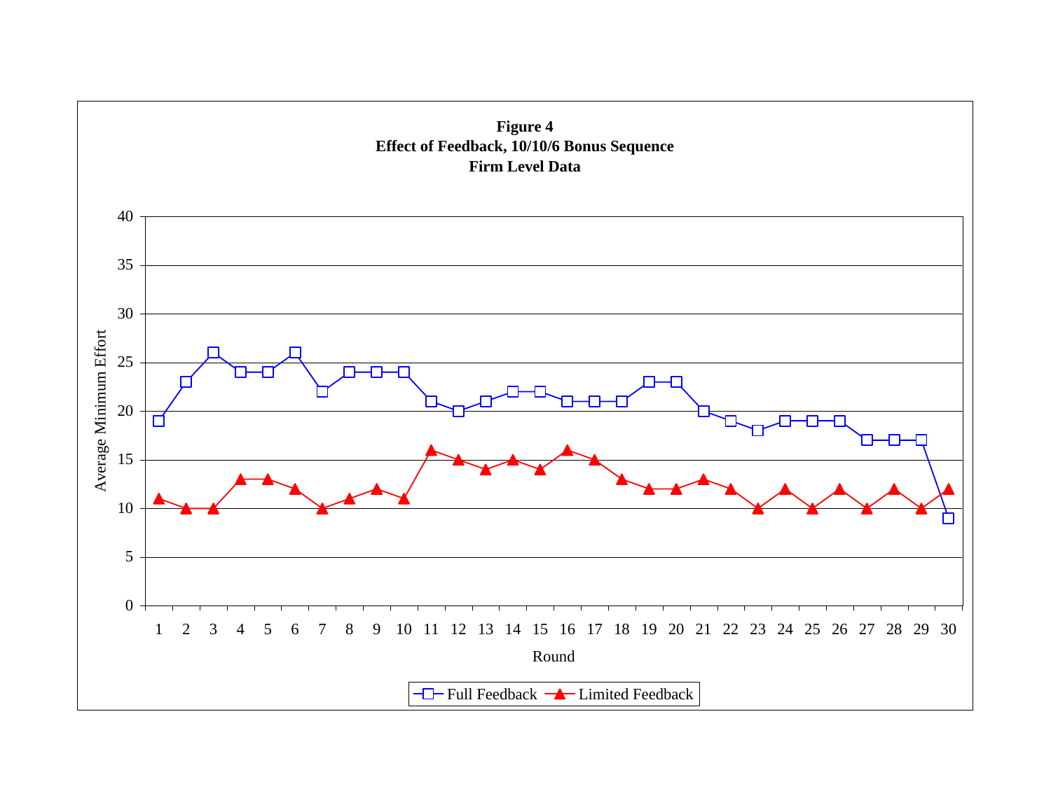**Figure 4**
**Effect of Feedback, 10/10/6 Bonus Sequence**
**Firm Level Data**

| Round | Full Feedback | Limited Feedback |
|---|---|---|
| 1 | 19 | 11 |
| 2 | 23 | 10 |
| 3 | 26 | 10 |
| 4 | 24 | 13 |
| 5 | 24 | 13 |
| 6 | 26 | 12 |
| 7 | 22 | 10 |
| 8 | 24 | 11 |
| 9 | 24 | 12 |
| 10 | 24 | 11 |
| 11 | 21 | 16 |
| 12 | 20 | 15 |
| 13 | 21 | 14 |
| 14 | 22 | 15 |
| 15 | 22 | 14 |
| 16 | 21 | 16 |
| 17 | 21 | 15 |
| 18 | 21 | 13 |
| 19 | 23 | 12 |
| 20 | 23 | 12 |
| 21 | 20 | 13 |
| 22 | 19 | 12 |
| 23 | 18 | 10 |
| 24 | 19 | 12 |
| 25 | 19 | 10 |
| 26 | 19 | 12 |
| 27 | 17 | 10 |
| 28 | 17 | 12 |
| 29 | 17 | 10 |
| 30 | 9 | 12 |

Y-axis: Average Minimum Effort (0–40); X-axis: Round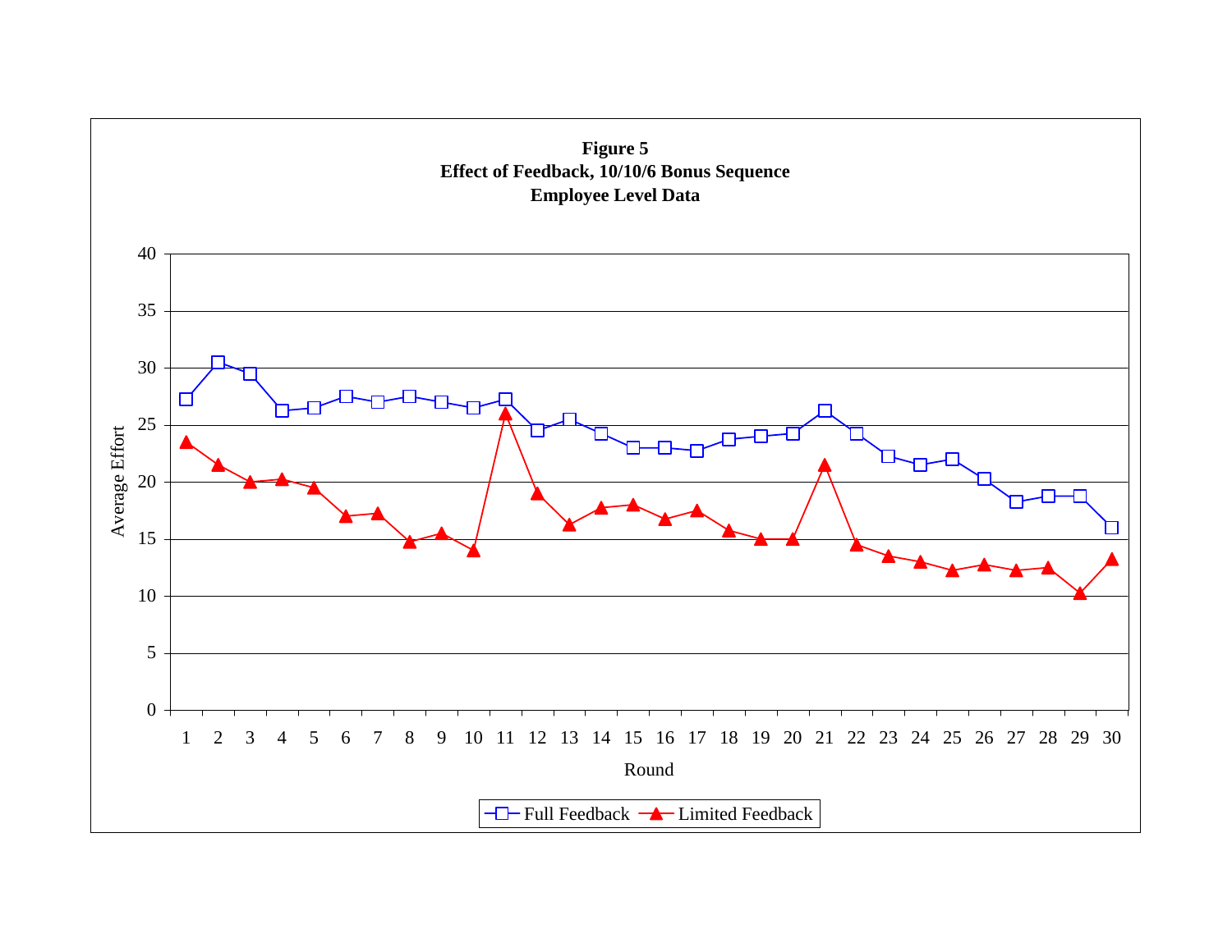**Figure 5**
**Effect of Feedback, 10/10/6 Bonus Sequence**
**Employee Level Data**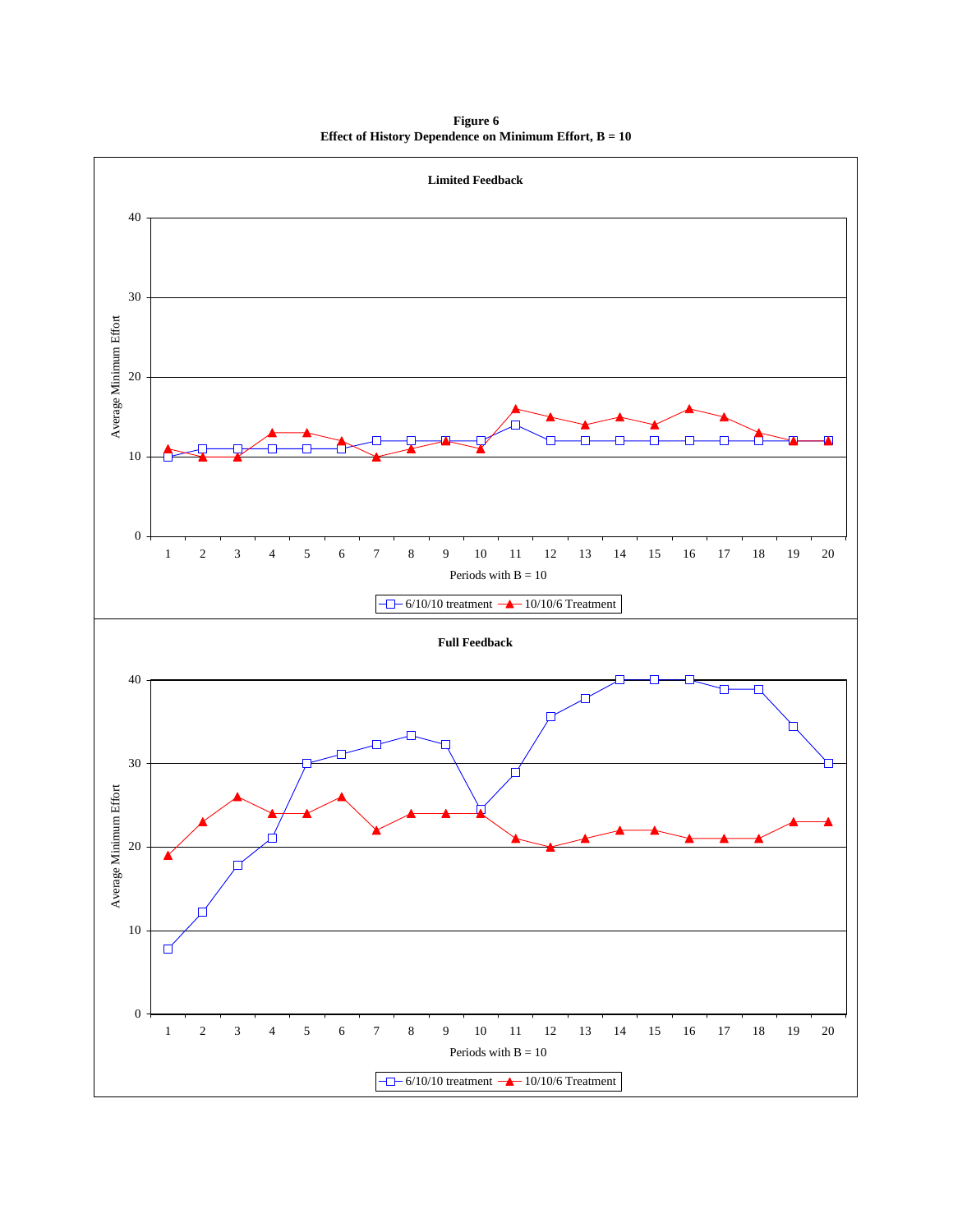**Figure 6**
**Effect of History Dependence on Minimum Effort, B = 10**

**Limited Feedback**

Average Minimum Effort

Periods with B = 10

6/10/10 treatment — 10/10/6 Treatment

**Full Feedback**

Average Minimum Effort

Periods with B = 10

6/10/10 treatment — 10/10/6 Treatment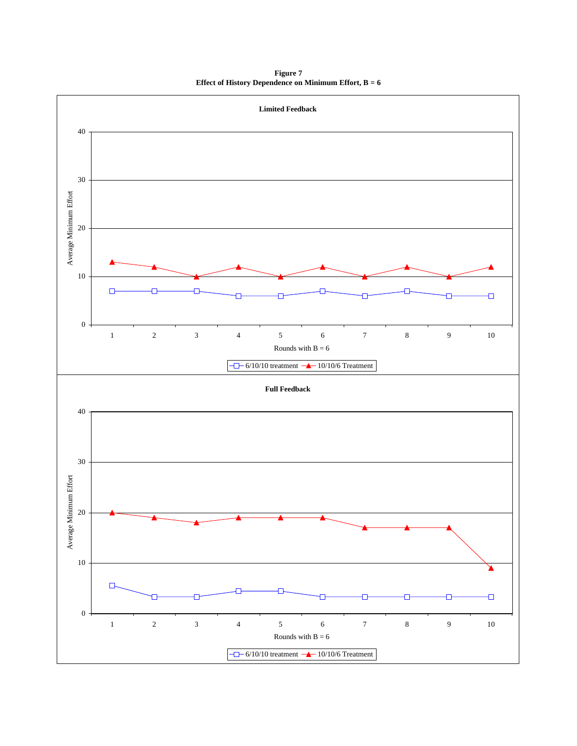**Figure 7**
**Effect of History Dependence on Minimum Effort, B = 6**

**Limited Feedback**

Average Minimum Effort

Rounds with B = 6

6/10/10 treatment — 10/10/6 Treatment

**Full Feedback**

Average Minimum Effort

Rounds with B = 6

6/10/10 treatment — 10/10/6 Treatment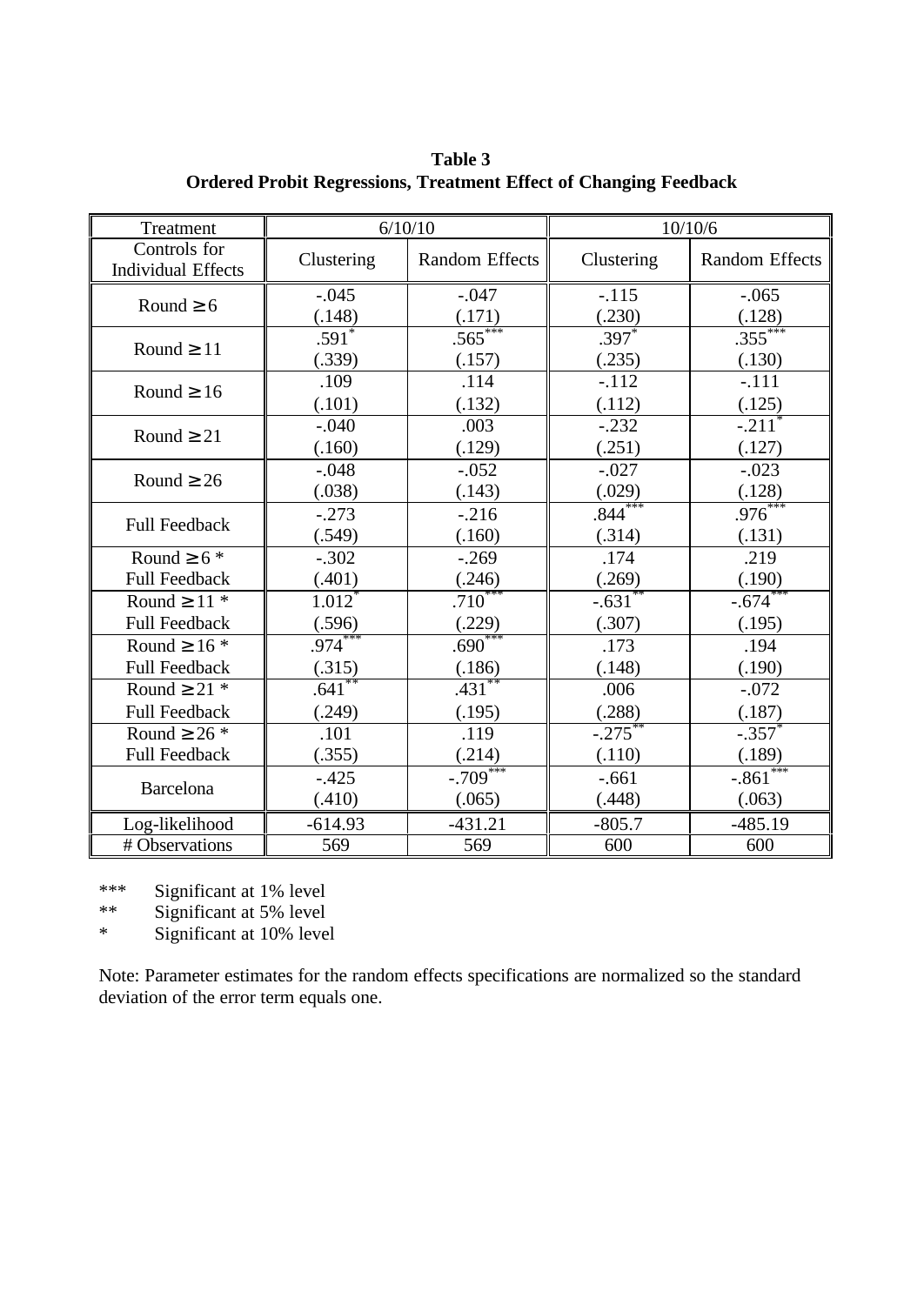**Table 3**
**Ordered Probit Regressions, Treatment Effect of Changing Feedback**

| Treatment | 6/10/10 | | 10/10/6 | |
|---|---|---|---|---|
| Controls for Individual Effects | Clustering | Random Effects | Clustering | Random Effects |
| Round ≥ 6 | -.045<br>(.148) | -.047<br>(.171) | -.115<br>(.230) | -.065<br>(.128) |
| Round ≥ 11 | .591*<br>(.339) | .565***<br>(.157) | .397*<br>(.235) | .355***<br>(.130) |
| Round ≥ 16 | .109<br>(.101) | .114<br>(.132) | -.112<br>(.112) | -.111<br>(.125) |
| Round ≥ 21 | -.040<br>(.160) | .003<br>(.129) | -.232<br>(.251) | -.211*<br>(.127) |
| Round ≥ 26 | -.048<br>(.038) | -.052<br>(.143) | -.027<br>(.029) | -.023<br>(.128) |
| Full Feedback | -.273<br>(.549) | -.216<br>(.160) | .844***<br>(.314) | .976***<br>(.131) |
| Round ≥ 6 * Full Feedback | -.302<br>(.401) | -.269<br>(.246) | .174<br>(.269) | .219<br>(.190) |
| Round ≥ 11 * Full Feedback | 1.012*<br>(.596) | .710***<br>(.229) | -.631**<br>(.307) | -.674***<br>(.195) |
| Round ≥ 16 * Full Feedback | .974***<br>(.315) | .690***<br>(.186) | .173<br>(.148) | .194<br>(.190) |
| Round ≥ 21 * Full Feedback | .641**<br>(.249) | .431**<br>(.195) | .006<br>(.288) | -.072<br>(.187) |
| Round ≥ 26 * Full Feedback | .101<br>(.355) | .119<br>(.214) | -.275**<br>(.110) | -.357*<br>(.189) |
| Barcelona | -.425<br>(.410) | -.709***<br>(.065) | -.661<br>(.448) | -.861***<br>(.063) |
| Log-likelihood | -614.93 | -431.21 | -805.7 | -485.19 |
| # Observations | 569 | 569 | 600 | 600 |

\*\*\* Significant at 1% level
\*\* Significant at 5% level
\* Significant at 10% level

Note: Parameter estimates for the random effects specifications are normalized so the standard deviation of the error term equals one.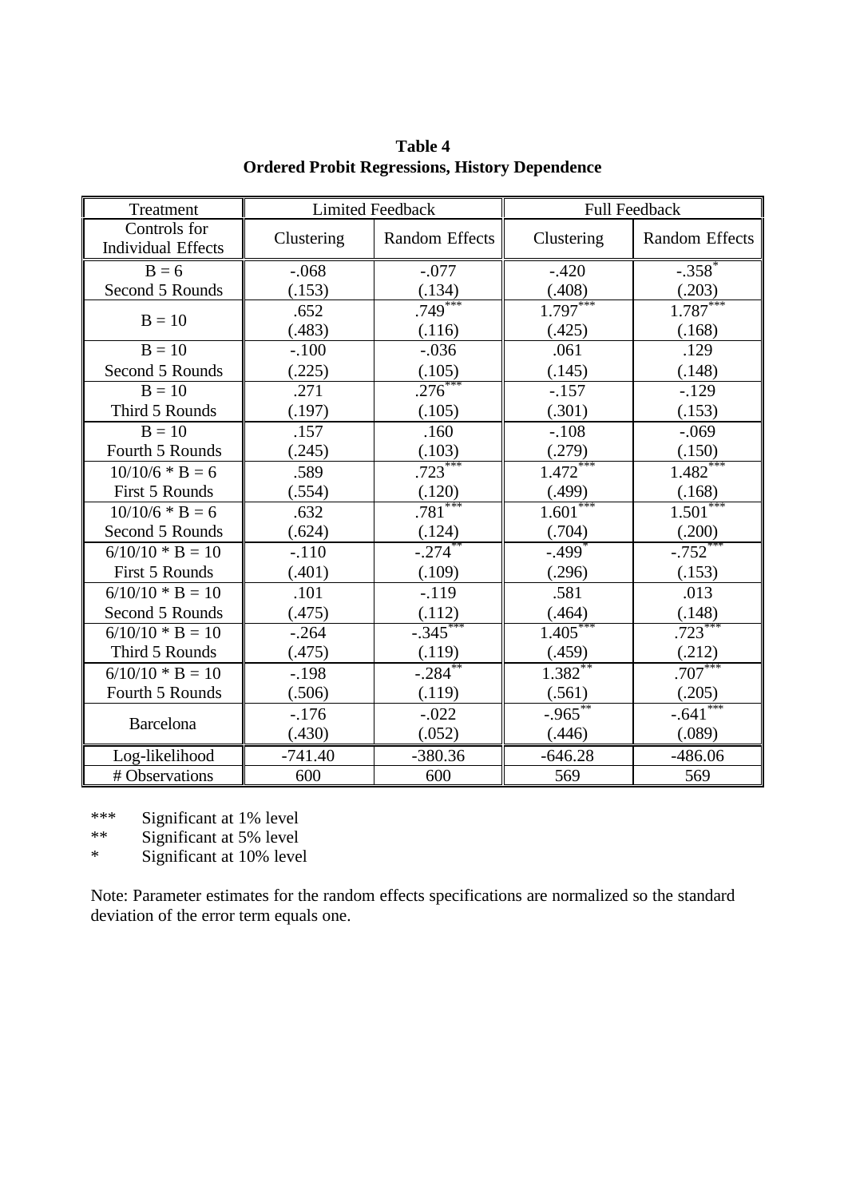**Table 4**
**Ordered Probit Regressions, History Dependence**

| Treatment | Limited Feedback | | Full Feedback | |
|---|---|---|---|---|
| Controls for Individual Effects | Clustering | Random Effects | Clustering | Random Effects |
| B = 6<br>Second 5 Rounds | -.068<br>(.153) | -.077<br>(.134) | -.420<br>(.408) | -.358*<br>(.203) |
| B = 10 | .652<br>(.483) | .749***<br>(.116) | 1.797***<br>(.425) | 1.787***<br>(.168) |
| B = 10<br>Second 5 Rounds | -.100<br>(.225) | -.036<br>(.105) | .061<br>(.145) | .129<br>(.148) |
| B = 10<br>Third 5 Rounds | .271<br>(.197) | .276***<br>(.105) | -.157<br>(.301) | -.129<br>(.153) |
| B = 10<br>Fourth 5 Rounds | .157<br>(.245) | .160<br>(.103) | -.108<br>(.279) | -.069<br>(.150) |
| 10/10/6 * B = 6<br>First 5 Rounds | .589<br>(.554) | .723***<br>(.120) | 1.472***<br>(.499) | 1.482***<br>(.168) |
| 10/10/6 * B = 6<br>Second 5 Rounds | .632<br>(.624) | .781***<br>(.124) | 1.601***<br>(.704) | 1.501***<br>(.200) |
| 6/10/10 * B = 10<br>First 5 Rounds | -.110<br>(.401) | -.274**<br>(.109) | -.499*<br>(.296) | -.752***<br>(.153) |
| 6/10/10 * B = 10<br>Second 5 Rounds | .101<br>(.475) | -.119<br>(.112) | .581<br>(.464) | .013<br>(.148) |
| 6/10/10 * B = 10<br>Third 5 Rounds | -.264<br>(.475) | -.345***<br>(.119) | 1.405***<br>(.459) | .723***<br>(.212) |
| 6/10/10 * B = 10<br>Fourth 5 Rounds | -.198<br>(.506) | -.284**<br>(.119) | 1.382**<br>(.561) | .707***<br>(.205) |
| Barcelona | -.176<br>(.430) | -.022<br>(.052) | -.965**<br>(.446) | -.641***<br>(.089) |
| Log-likelihood | -741.40 | -380.36 | -646.28 | -486.06 |
| # Observations | 600 | 600 | 569 | 569 |

*** Significant at 1% level
** Significant at 5% level
* Significant at 10% level

Note: Parameter estimates for the random effects specifications are normalized so the standard deviation of the error term equals one.